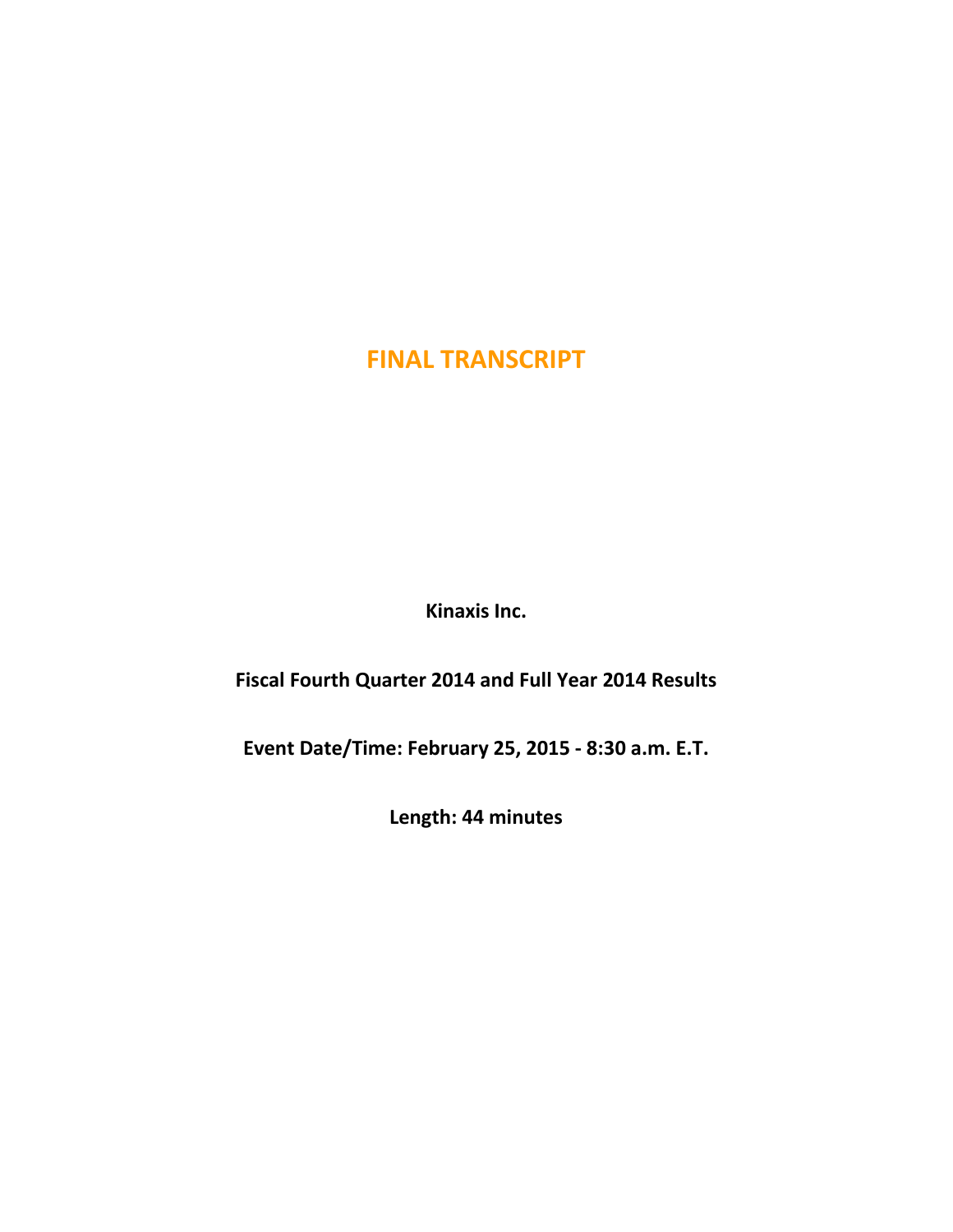# FINAL TRANSCRIPT

**Kinaxis Inc.**

**Fiscal Fourth Quarter 2014 and Full Year 2014 Results**

**Event Date/Time: February 25, 2015 - 8:30 a.m. E.T.**

**Length: 44 minutes**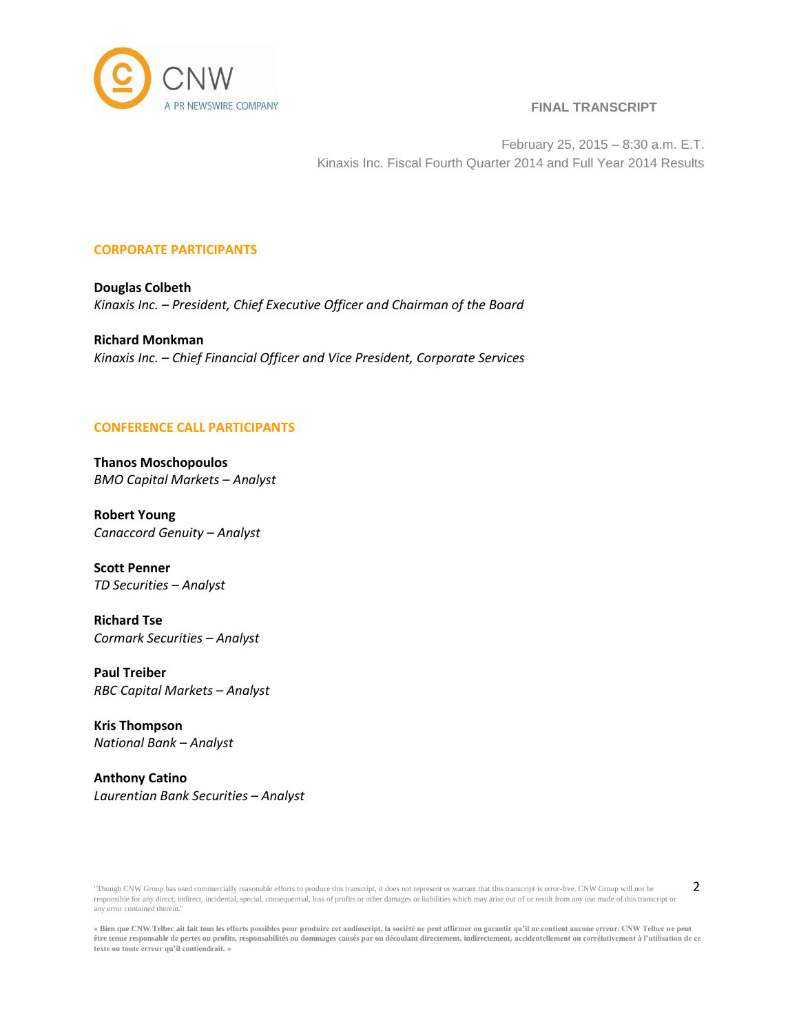**FINAL TRANSCRIPT**

February 25, 2015 – 8:30 a.m. E.T.
Kinaxis Inc. Fiscal Fourth Quarter 2014 and Full Year 2014 Results

## CORPORATE PARTICIPANTS

**Douglas Colbeth**
*Kinaxis Inc. – President, Chief Executive Officer and Chairman of the Board*

**Richard Monkman**
*Kinaxis Inc. – Chief Financial Officer and Vice President, Corporate Services*

## CONFERENCE CALL PARTICIPANTS

**Thanos Moschopoulos**
*BMO Capital Markets – Analyst*

**Robert Young**
*Canaccord Genuity – Analyst*

**Scott Penner**
*TD Securities – Analyst*

**Richard Tse**
*Cormark Securities – Analyst*

**Paul Treiber**
*RBC Capital Markets – Analyst*

**Kris Thompson**
*National Bank – Analyst*

**Anthony Catino**
*Laurentian Bank Securities – Analyst*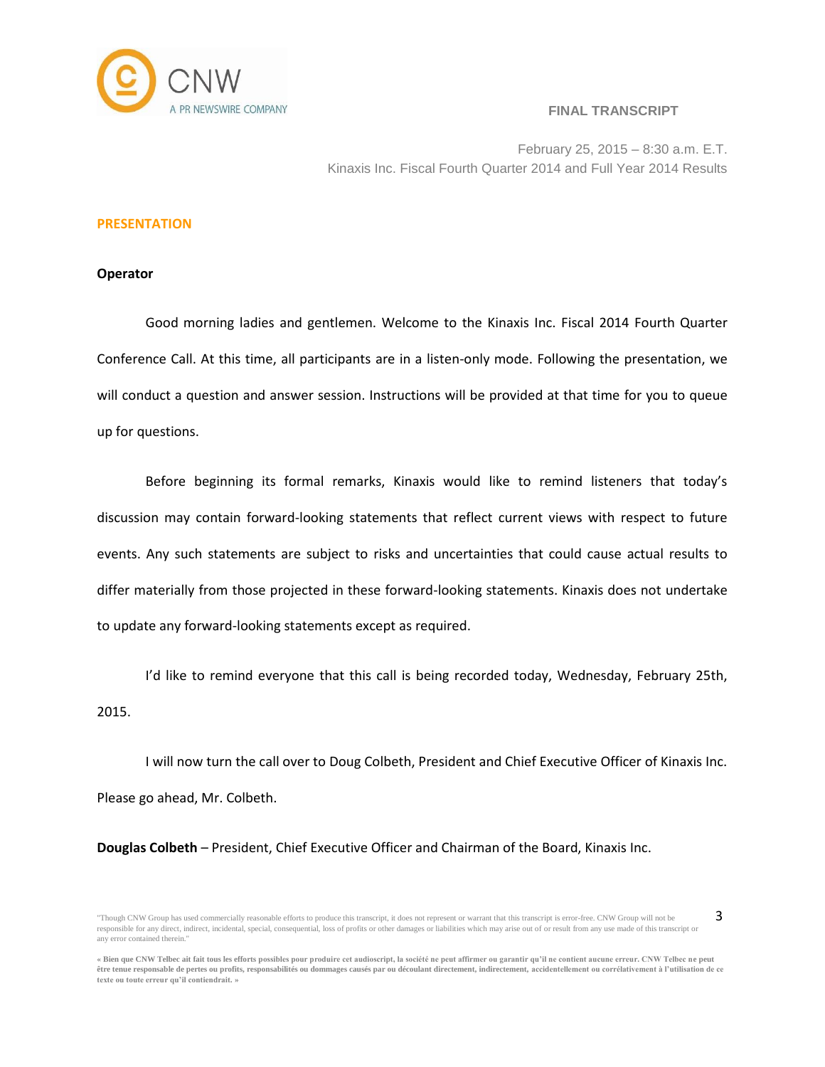**FINAL TRANSCRIPT**

February 25, 2015 – 8:30 a.m. E.T.
Kinaxis Inc. Fiscal Fourth Quarter 2014 and Full Year 2014 Results

## PRESENTATION

**Operator**

Good morning ladies and gentlemen. Welcome to the Kinaxis Inc. Fiscal 2014 Fourth Quarter Conference Call. At this time, all participants are in a listen-only mode. Following the presentation, we will conduct a question and answer session. Instructions will be provided at that time for you to queue up for questions.

Before beginning its formal remarks, Kinaxis would like to remind listeners that today's discussion may contain forward-looking statements that reflect current views with respect to future events. Any such statements are subject to risks and uncertainties that could cause actual results to differ materially from those projected in these forward-looking statements. Kinaxis does not undertake to update any forward-looking statements except as required.

I'd like to remind everyone that this call is being recorded today, Wednesday, February 25th, 2015.

I will now turn the call over to Doug Colbeth, President and Chief Executive Officer of Kinaxis Inc. Please go ahead, Mr. Colbeth.

**Douglas Colbeth** – President, Chief Executive Officer and Chairman of the Board, Kinaxis Inc.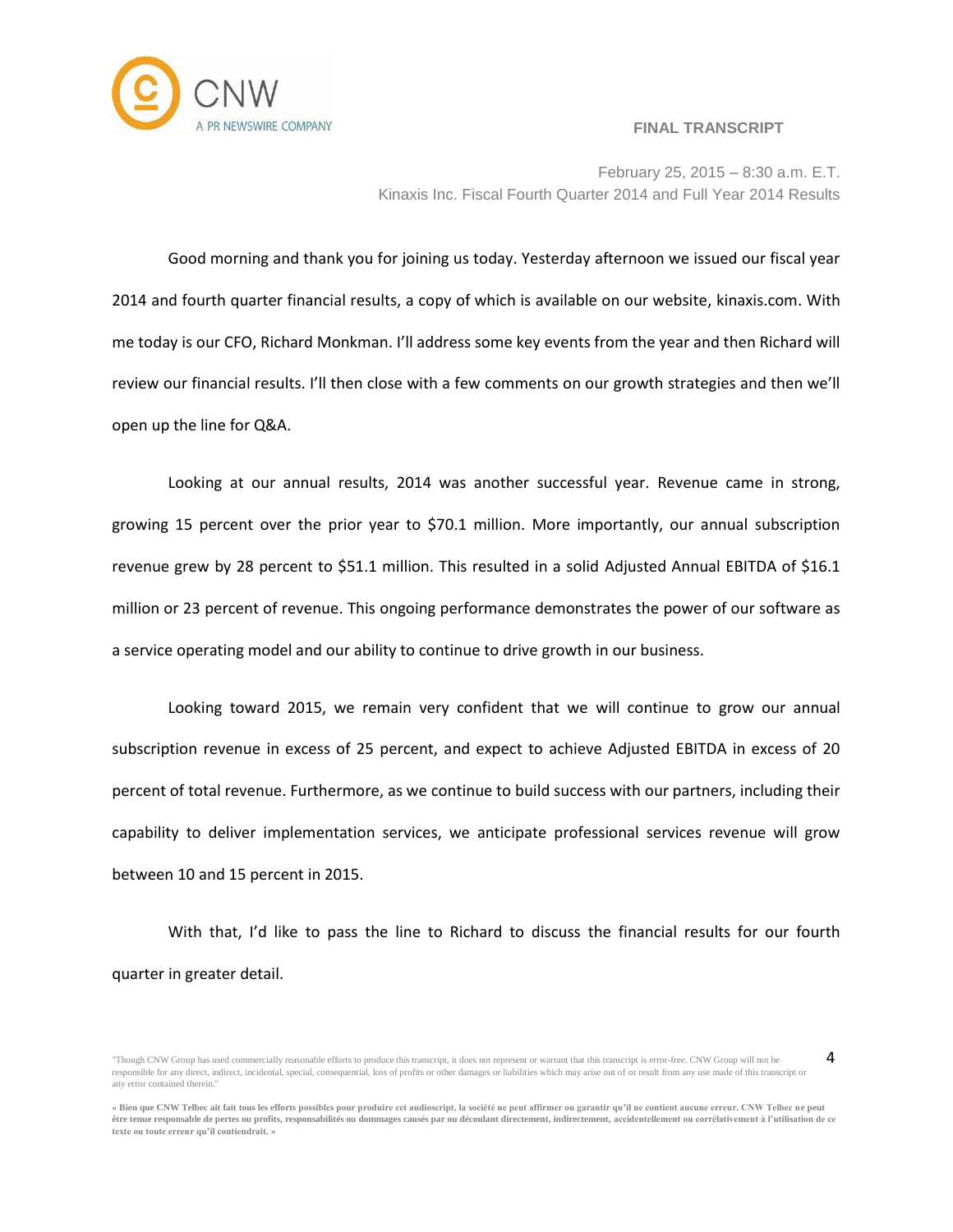Good morning and thank you for joining us today. Yesterday afternoon we issued our fiscal year 2014 and fourth quarter financial results, a copy of which is available on our website, kinaxis.com. With me today is our CFO, Richard Monkman. I'll address some key events from the year and then Richard will review our financial results. I'll then close with a few comments on our growth strategies and then we'll open up the line for Q&A.

Looking at our annual results, 2014 was another successful year. Revenue came in strong, growing 15 percent over the prior year to $70.1 million. More importantly, our annual subscription revenue grew by 28 percent to $51.1 million. This resulted in a solid Adjusted Annual EBITDA of $16.1 million or 23 percent of revenue. This ongoing performance demonstrates the power of our software as a service operating model and our ability to continue to drive growth in our business.

Looking toward 2015, we remain very confident that we will continue to grow our annual subscription revenue in excess of 25 percent, and expect to achieve Adjusted EBITDA in excess of 20 percent of total revenue. Furthermore, as we continue to build success with our partners, including their capability to deliver implementation services, we anticipate professional services revenue will grow between 10 and 15 percent in 2015.

With that, I'd like to pass the line to Richard to discuss the financial results for our fourth quarter in greater detail.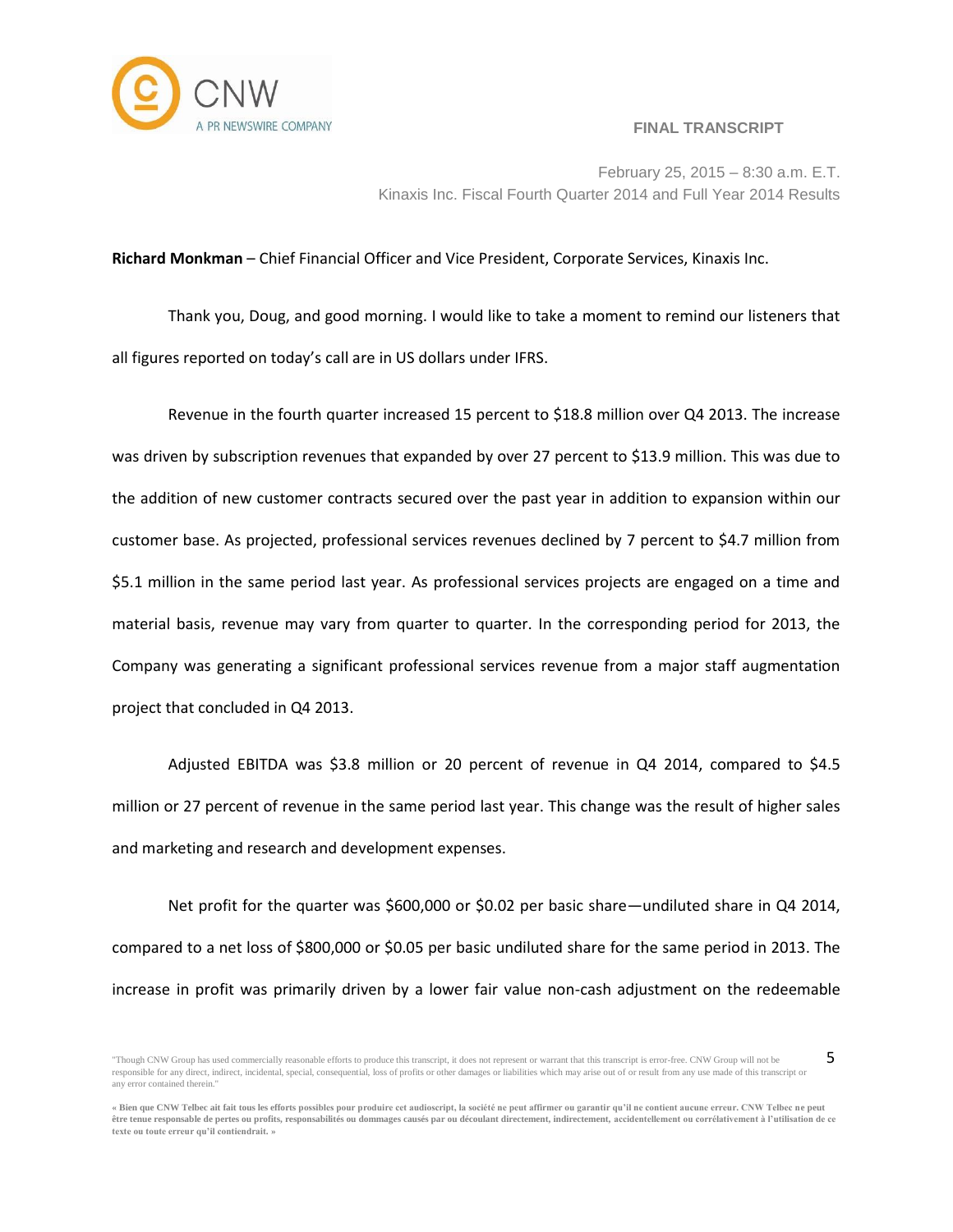**Richard Monkman** – Chief Financial Officer and Vice President, Corporate Services, Kinaxis Inc.

Thank you, Doug, and good morning. I would like to take a moment to remind our listeners that all figures reported on today's call are in US dollars under IFRS.

Revenue in the fourth quarter increased 15 percent to $18.8 million over Q4 2013. The increase was driven by subscription revenues that expanded by over 27 percent to $13.9 million. This was due to the addition of new customer contracts secured over the past year in addition to expansion within our customer base. As projected, professional services revenues declined by 7 percent to $4.7 million from $5.1 million in the same period last year. As professional services projects are engaged on a time and material basis, revenue may vary from quarter to quarter. In the corresponding period for 2013, the Company was generating a significant professional services revenue from a major staff augmentation project that concluded in Q4 2013.

Adjusted EBITDA was $3.8 million or 20 percent of revenue in Q4 2014, compared to $4.5 million or 27 percent of revenue in the same period last year. This change was the result of higher sales and marketing and research and development expenses.

Net profit for the quarter was $600,000 or $0.02 per basic share—undiluted share in Q4 2014, compared to a net loss of $800,000 or $0.05 per basic undiluted share for the same period in 2013. The increase in profit was primarily driven by a lower fair value non-cash adjustment on the redeemable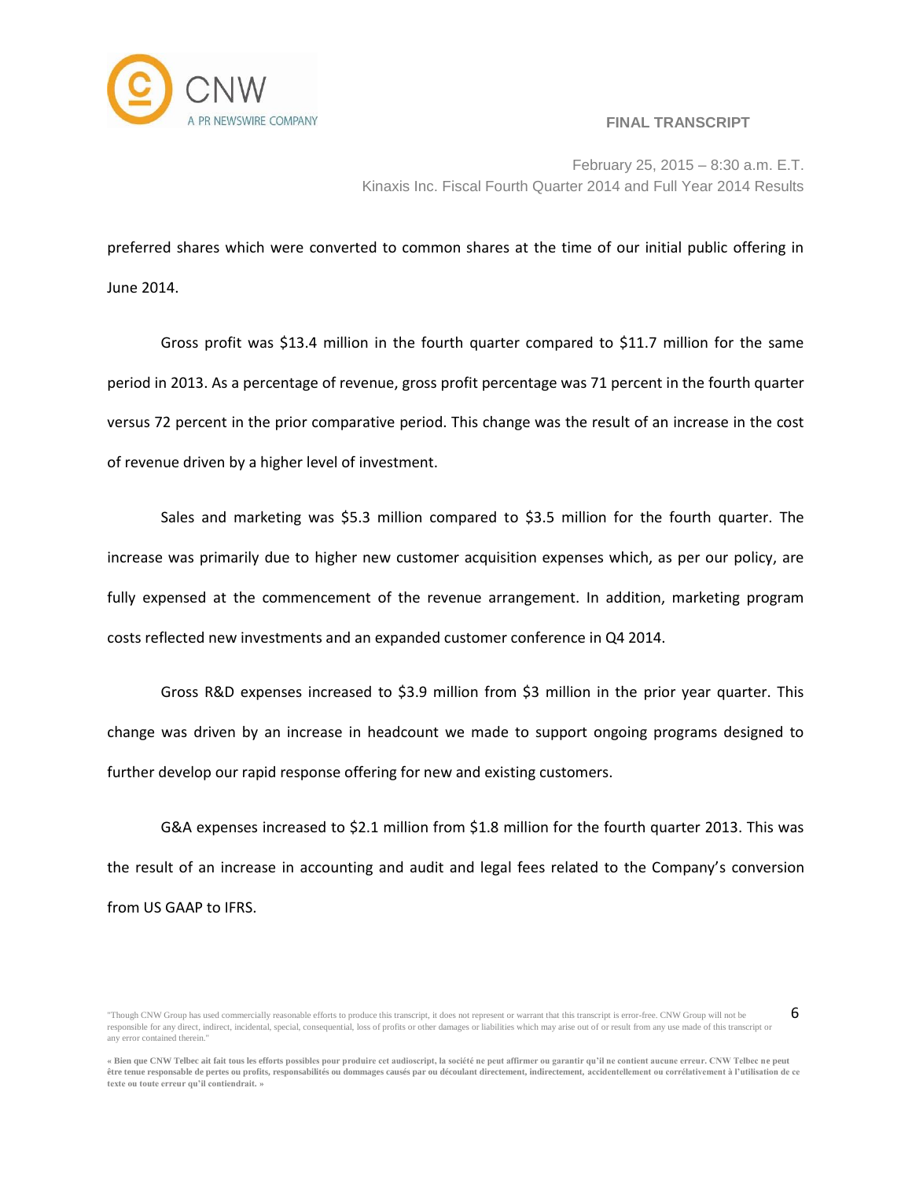preferred shares which were converted to common shares at the time of our initial public offering in June 2014.

Gross profit was $13.4 million in the fourth quarter compared to $11.7 million for the same period in 2013. As a percentage of revenue, gross profit percentage was 71 percent in the fourth quarter versus 72 percent in the prior comparative period. This change was the result of an increase in the cost of revenue driven by a higher level of investment.

Sales and marketing was $5.3 million compared to $3.5 million for the fourth quarter. The increase was primarily due to higher new customer acquisition expenses which, as per our policy, are fully expensed at the commencement of the revenue arrangement. In addition, marketing program costs reflected new investments and an expanded customer conference in Q4 2014.

Gross R&D expenses increased to $3.9 million from $3 million in the prior year quarter. This change was driven by an increase in headcount we made to support ongoing programs designed to further develop our rapid response offering for new and existing customers.

G&A expenses increased to $2.1 million from $1.8 million for the fourth quarter 2013. This was the result of an increase in accounting and audit and legal fees related to the Company's conversion from US GAAP to IFRS.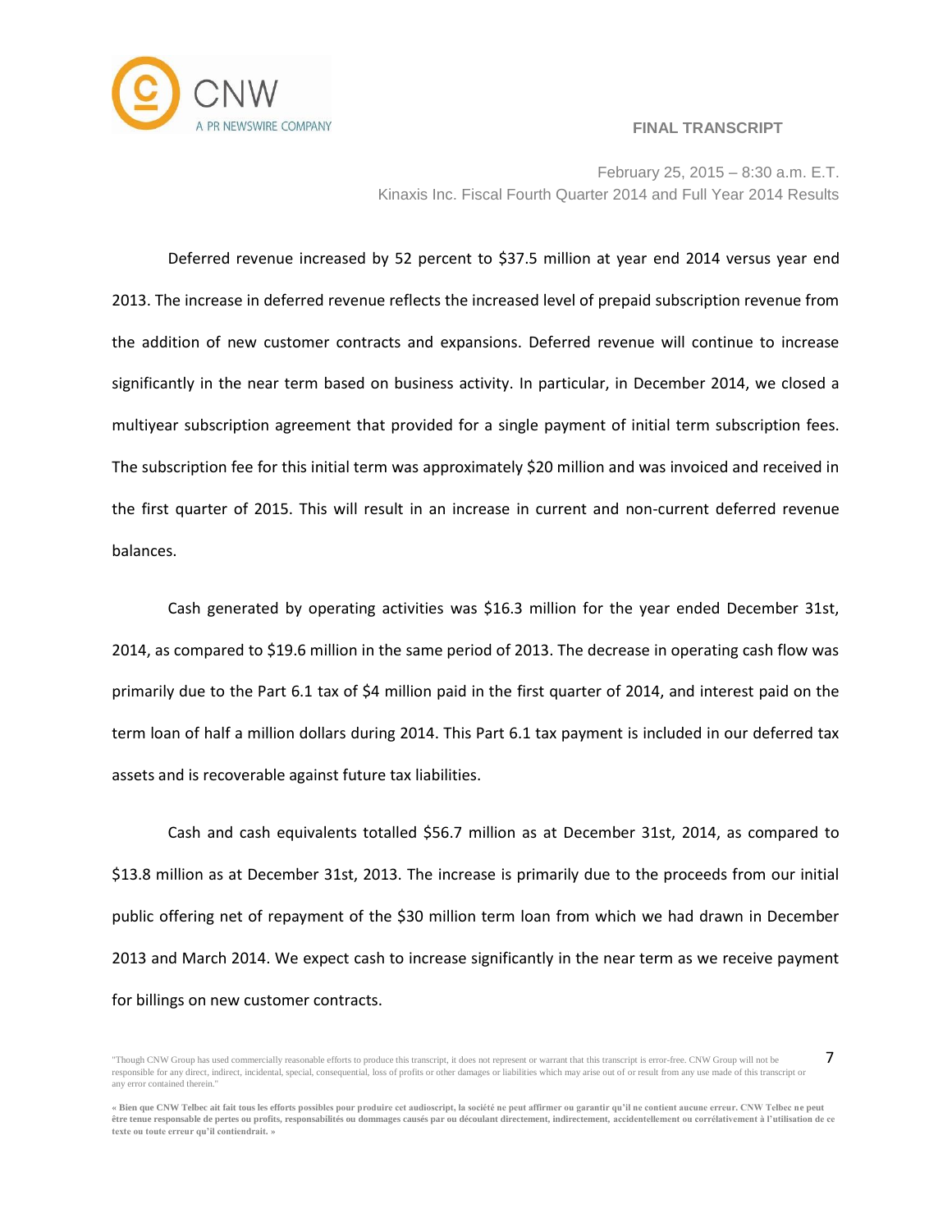Deferred revenue increased by 52 percent to $37.5 million at year end 2014 versus year end 2013. The increase in deferred revenue reflects the increased level of prepaid subscription revenue from the addition of new customer contracts and expansions. Deferred revenue will continue to increase significantly in the near term based on business activity. In particular, in December 2014, we closed a multiyear subscription agreement that provided for a single payment of initial term subscription fees. The subscription fee for this initial term was approximately $20 million and was invoiced and received in the first quarter of 2015. This will result in an increase in current and non-current deferred revenue balances.

Cash generated by operating activities was $16.3 million for the year ended December 31st, 2014, as compared to $19.6 million in the same period of 2013. The decrease in operating cash flow was primarily due to the Part 6.1 tax of $4 million paid in the first quarter of 2014, and interest paid on the term loan of half a million dollars during 2014. This Part 6.1 tax payment is included in our deferred tax assets and is recoverable against future tax liabilities.

Cash and cash equivalents totalled $56.7 million as at December 31st, 2014, as compared to $13.8 million as at December 31st, 2013. The increase is primarily due to the proceeds from our initial public offering net of repayment of the $30 million term loan from which we had drawn in December 2013 and March 2014. We expect cash to increase significantly in the near term as we receive payment for billings on new customer contracts.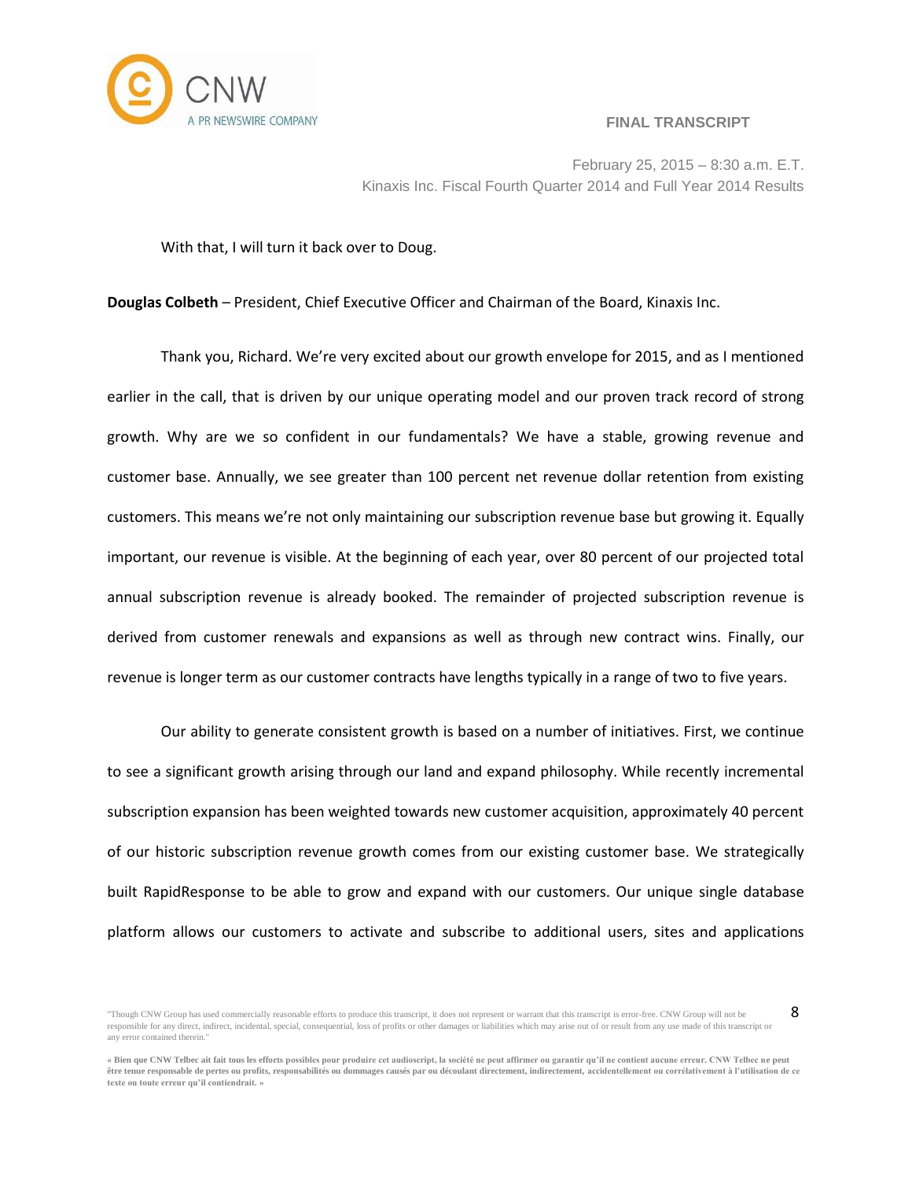With that, I will turn it back over to Doug.

**Douglas Colbeth** – President, Chief Executive Officer and Chairman of the Board, Kinaxis Inc.

Thank you, Richard. We're very excited about our growth envelope for 2015, and as I mentioned earlier in the call, that is driven by our unique operating model and our proven track record of strong growth. Why are we so confident in our fundamentals? We have a stable, growing revenue and customer base. Annually, we see greater than 100 percent net revenue dollar retention from existing customers. This means we're not only maintaining our subscription revenue base but growing it. Equally important, our revenue is visible. At the beginning of each year, over 80 percent of our projected total annual subscription revenue is already booked. The remainder of projected subscription revenue is derived from customer renewals and expansions as well as through new contract wins. Finally, our revenue is longer term as our customer contracts have lengths typically in a range of two to five years.

Our ability to generate consistent growth is based on a number of initiatives. First, we continue to see a significant growth arising through our land and expand philosophy. While recently incremental subscription expansion has been weighted towards new customer acquisition, approximately 40 percent of our historic subscription revenue growth comes from our existing customer base. We strategically built RapidResponse to be able to grow and expand with our customers. Our unique single database platform allows our customers to activate and subscribe to additional users, sites and applications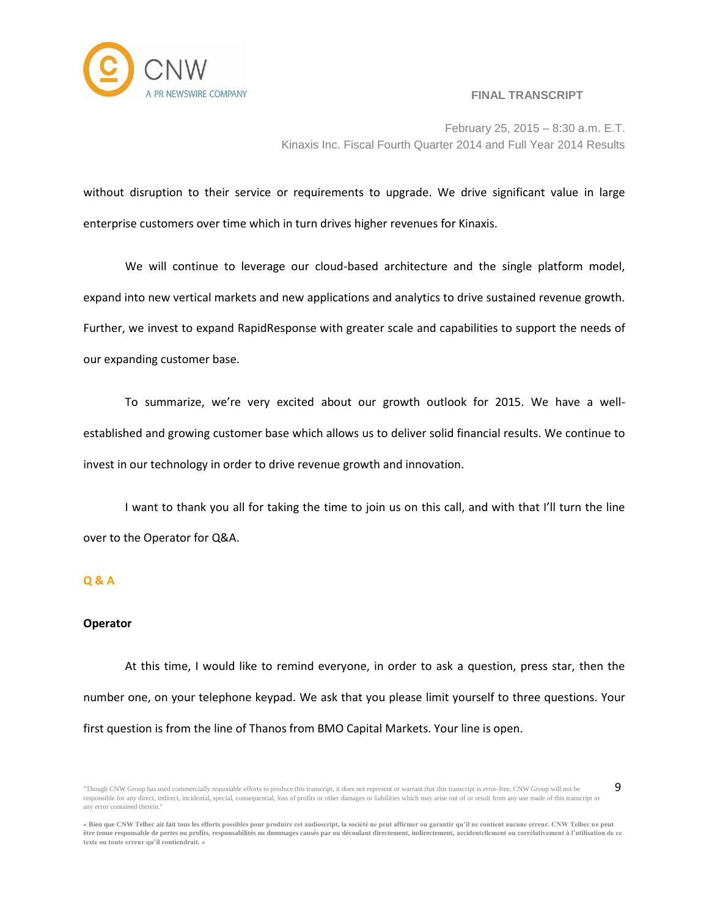without disruption to their service or requirements to upgrade. We drive significant value in large enterprise customers over time which in turn drives higher revenues for Kinaxis.

We will continue to leverage our cloud-based architecture and the single platform model, expand into new vertical markets and new applications and analytics to drive sustained revenue growth. Further, we invest to expand RapidResponse with greater scale and capabilities to support the needs of our expanding customer base.

To summarize, we're very excited about our growth outlook for 2015. We have a well-established and growing customer base which allows us to deliver solid financial results. We continue to invest in our technology in order to drive revenue growth and innovation.

I want to thank you all for taking the time to join us on this call, and with that I'll turn the line over to the Operator for Q&A.

## Q & A

**Operator**

At this time, I would like to remind everyone, in order to ask a question, press star, then the number one, on your telephone keypad. We ask that you please limit yourself to three questions. Your first question is from the line of Thanos from BMO Capital Markets. Your line is open.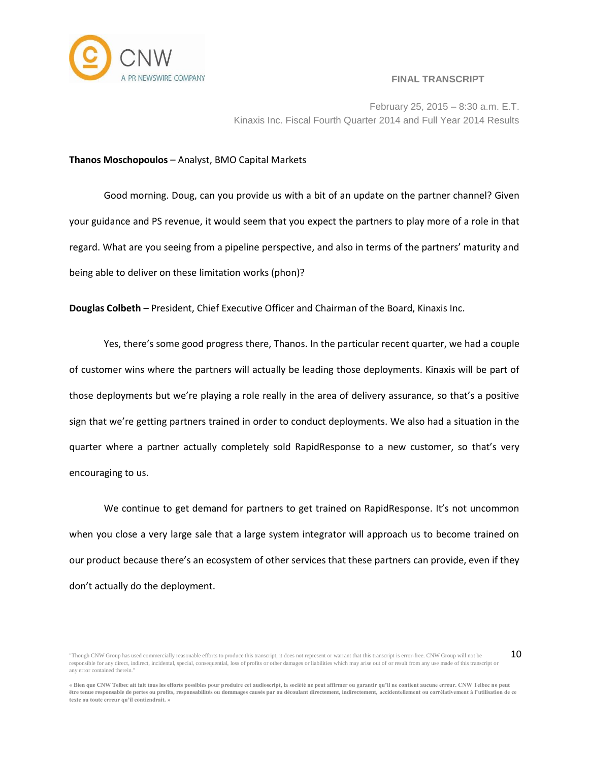**Thanos Moschopoulos** – Analyst, BMO Capital Markets

Good morning. Doug, can you provide us with a bit of an update on the partner channel? Given your guidance and PS revenue, it would seem that you expect the partners to play more of a role in that regard. What are you seeing from a pipeline perspective, and also in terms of the partners' maturity and being able to deliver on these limitation works (phon)?

**Douglas Colbeth** – President, Chief Executive Officer and Chairman of the Board, Kinaxis Inc.

Yes, there's some good progress there, Thanos. In the particular recent quarter, we had a couple of customer wins where the partners will actually be leading those deployments. Kinaxis will be part of those deployments but we're playing a role really in the area of delivery assurance, so that's a positive sign that we're getting partners trained in order to conduct deployments. We also had a situation in the quarter where a partner actually completely sold RapidResponse to a new customer, so that's very encouraging to us.

We continue to get demand for partners to get trained on RapidResponse. It's not uncommon when you close a very large sale that a large system integrator will approach us to become trained on our product because there's an ecosystem of other services that these partners can provide, even if they don't actually do the deployment.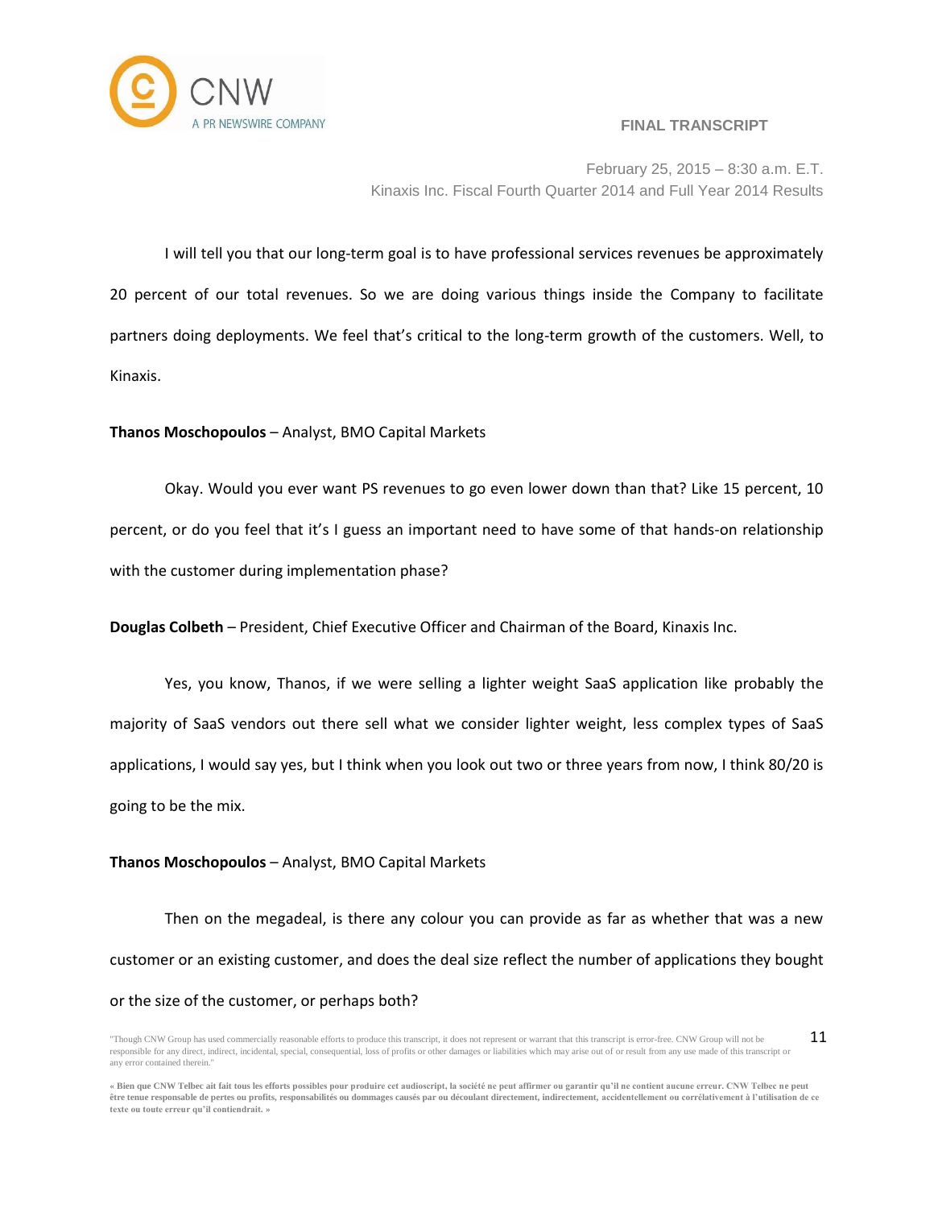I will tell you that our long-term goal is to have professional services revenues be approximately 20 percent of our total revenues. So we are doing various things inside the Company to facilitate partners doing deployments. We feel that's critical to the long-term growth of the customers. Well, to Kinaxis.

**Thanos Moschopoulos** – Analyst, BMO Capital Markets

Okay. Would you ever want PS revenues to go even lower down than that? Like 15 percent, 10 percent, or do you feel that it's I guess an important need to have some of that hands-on relationship with the customer during implementation phase?

**Douglas Colbeth** – President, Chief Executive Officer and Chairman of the Board, Kinaxis Inc.

Yes, you know, Thanos, if we were selling a lighter weight SaaS application like probably the majority of SaaS vendors out there sell what we consider lighter weight, less complex types of SaaS applications, I would say yes, but I think when you look out two or three years from now, I think 80/20 is going to be the mix.

**Thanos Moschopoulos** – Analyst, BMO Capital Markets

Then on the megadeal, is there any colour you can provide as far as whether that was a new customer or an existing customer, and does the deal size reflect the number of applications they bought or the size of the customer, or perhaps both?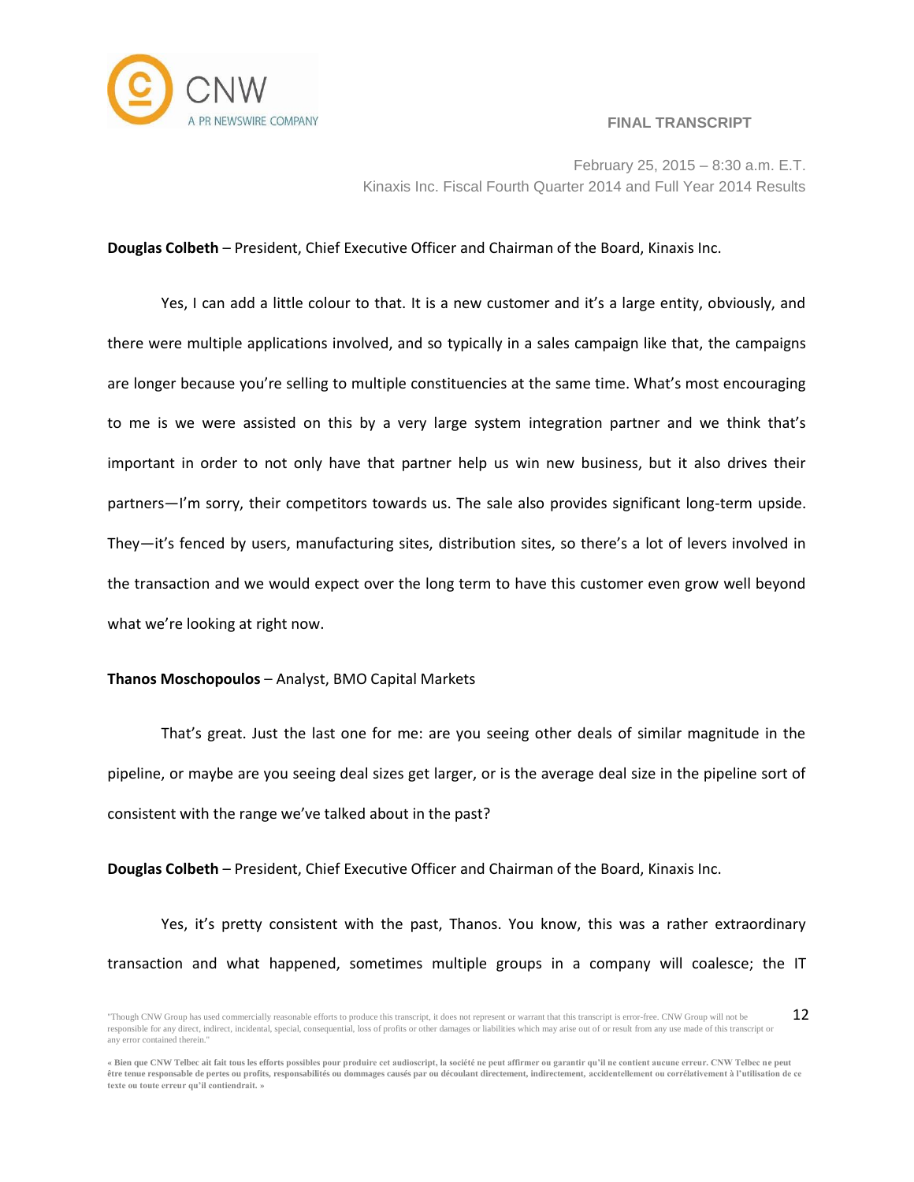**Douglas Colbeth** – President, Chief Executive Officer and Chairman of the Board, Kinaxis Inc.

Yes, I can add a little colour to that. It is a new customer and it's a large entity, obviously, and there were multiple applications involved, and so typically in a sales campaign like that, the campaigns are longer because you're selling to multiple constituencies at the same time. What's most encouraging to me is we were assisted on this by a very large system integration partner and we think that's important in order to not only have that partner help us win new business, but it also drives their partners—I'm sorry, their competitors towards us. The sale also provides significant long-term upside. They—it's fenced by users, manufacturing sites, distribution sites, so there's a lot of levers involved in the transaction and we would expect over the long term to have this customer even grow well beyond what we're looking at right now.

**Thanos Moschopoulos** – Analyst, BMO Capital Markets

That's great. Just the last one for me: are you seeing other deals of similar magnitude in the pipeline, or maybe are you seeing deal sizes get larger, or is the average deal size in the pipeline sort of consistent with the range we've talked about in the past?

**Douglas Colbeth** – President, Chief Executive Officer and Chairman of the Board, Kinaxis Inc.

Yes, it's pretty consistent with the past, Thanos. You know, this was a rather extraordinary transaction and what happened, sometimes multiple groups in a company will coalesce; the IT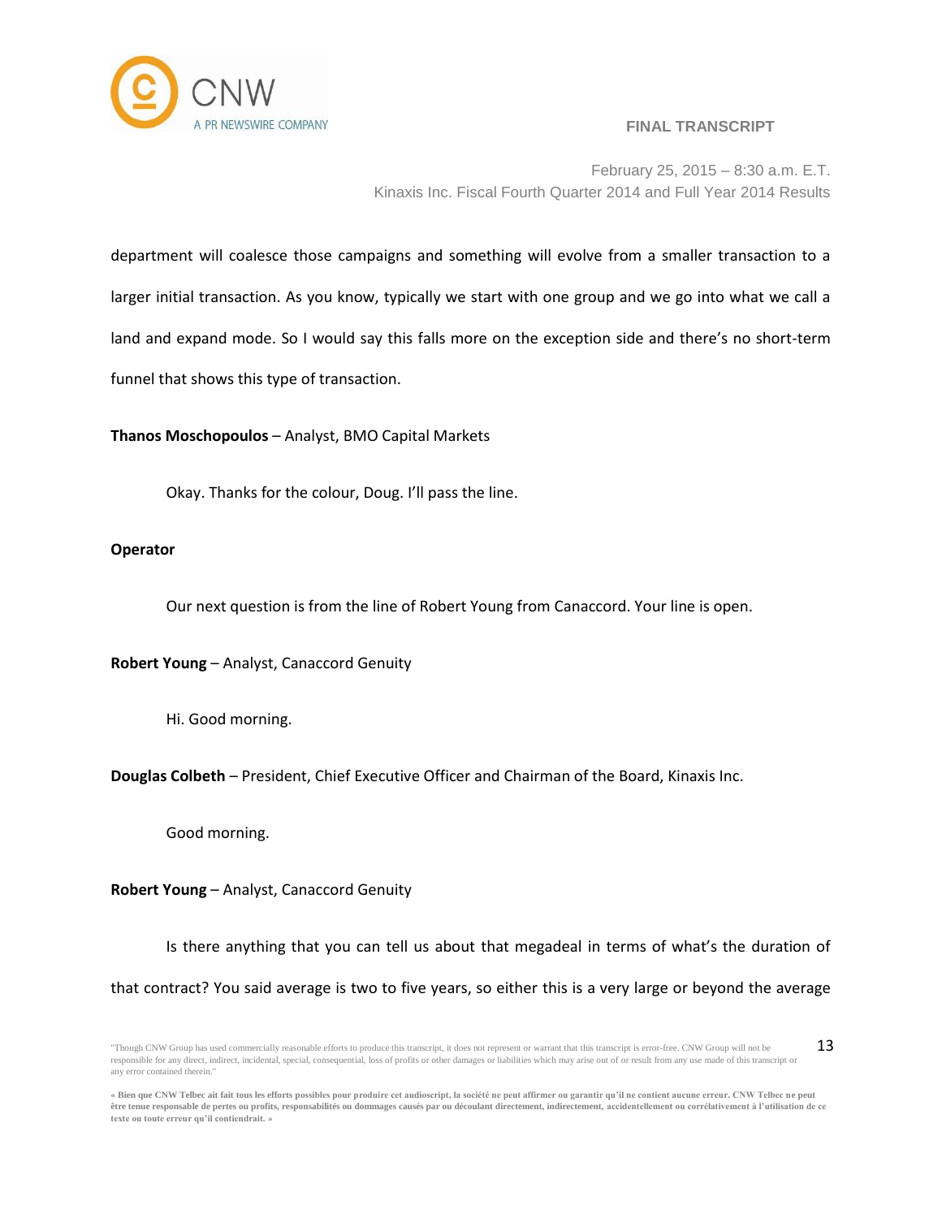department will coalesce those campaigns and something will evolve from a smaller transaction to a larger initial transaction. As you know, typically we start with one group and we go into what we call a land and expand mode. So I would say this falls more on the exception side and there's no short-term funnel that shows this type of transaction.

**Thanos Moschopoulos** – Analyst, BMO Capital Markets

Okay. Thanks for the colour, Doug. I'll pass the line.

**Operator**

Our next question is from the line of Robert Young from Canaccord. Your line is open.

**Robert Young** – Analyst, Canaccord Genuity

Hi. Good morning.

**Douglas Colbeth** – President, Chief Executive Officer and Chairman of the Board, Kinaxis Inc.

Good morning.

**Robert Young** – Analyst, Canaccord Genuity

Is there anything that you can tell us about that megadeal in terms of what's the duration of that contract? You said average is two to five years, so either this is a very large or beyond the average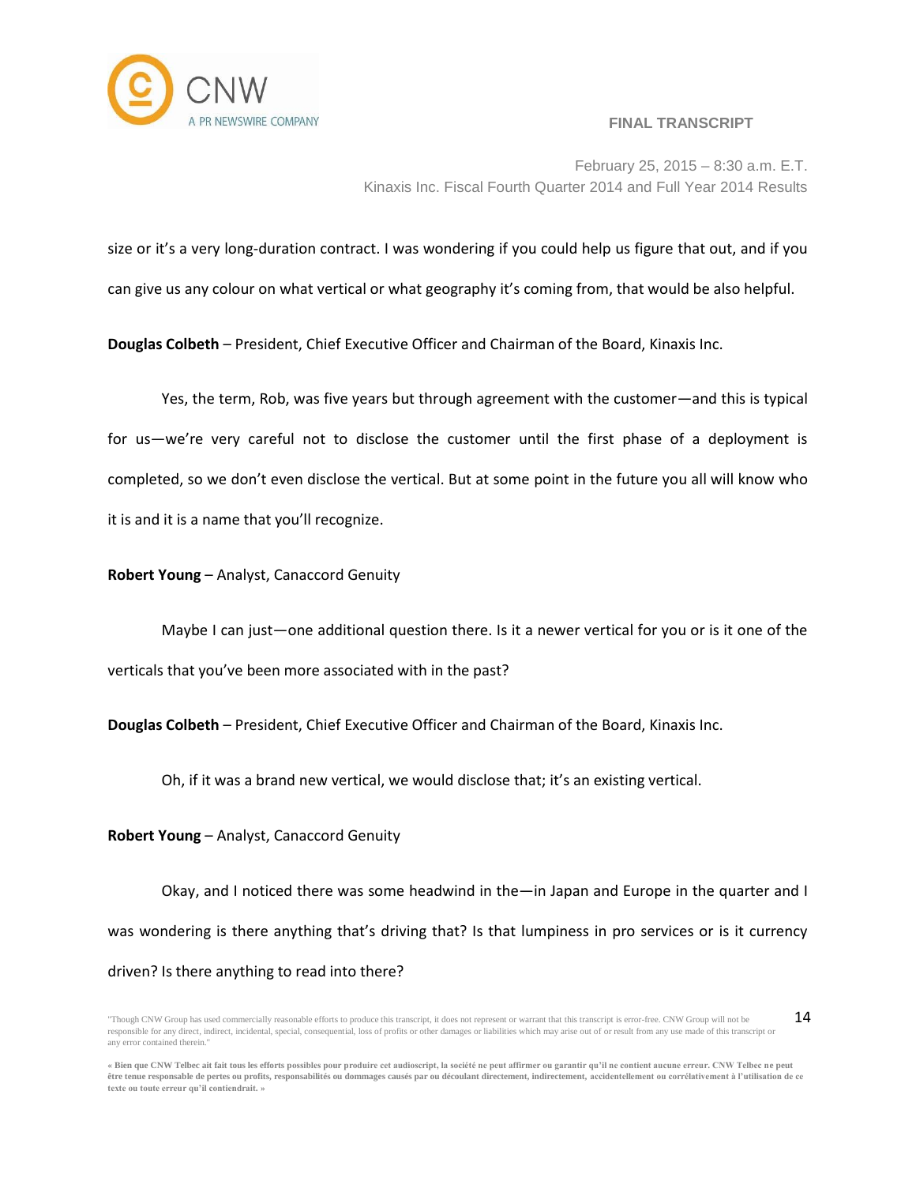size or it's a very long-duration contract. I was wondering if you could help us figure that out, and if you can give us any colour on what vertical or what geography it's coming from, that would be also helpful.

**Douglas Colbeth** – President, Chief Executive Officer and Chairman of the Board, Kinaxis Inc.

Yes, the term, Rob, was five years but through agreement with the customer—and this is typical for us—we're very careful not to disclose the customer until the first phase of a deployment is completed, so we don't even disclose the vertical. But at some point in the future you all will know who it is and it is a name that you'll recognize.

**Robert Young** – Analyst, Canaccord Genuity

Maybe I can just—one additional question there. Is it a newer vertical for you or is it one of the verticals that you've been more associated with in the past?

**Douglas Colbeth** – President, Chief Executive Officer and Chairman of the Board, Kinaxis Inc.

Oh, if it was a brand new vertical, we would disclose that; it's an existing vertical.

**Robert Young** – Analyst, Canaccord Genuity

Okay, and I noticed there was some headwind in the—in Japan and Europe in the quarter and I was wondering is there anything that's driving that? Is that lumpiness in pro services or is it currency driven? Is there anything to read into there?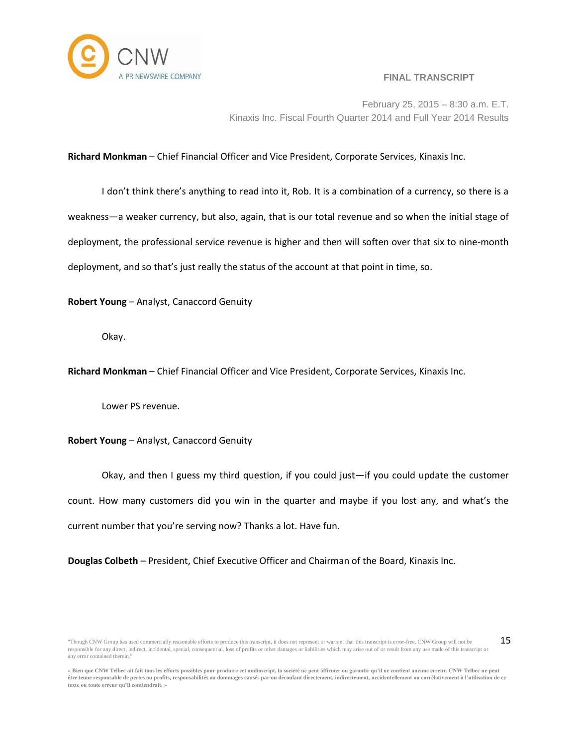**Richard Monkman** – Chief Financial Officer and Vice President, Corporate Services, Kinaxis Inc.

I don't think there's anything to read into it, Rob. It is a combination of a currency, so there is a weakness—a weaker currency, but also, again, that is our total revenue and so when the initial stage of deployment, the professional service revenue is higher and then will soften over that six to nine-month deployment, and so that's just really the status of the account at that point in time, so.

**Robert Young** – Analyst, Canaccord Genuity

Okay.

**Richard Monkman** – Chief Financial Officer and Vice President, Corporate Services, Kinaxis Inc.

Lower PS revenue.

**Robert Young** – Analyst, Canaccord Genuity

Okay, and then I guess my third question, if you could just—if you could update the customer count. How many customers did you win in the quarter and maybe if you lost any, and what's the current number that you're serving now? Thanks a lot. Have fun.

**Douglas Colbeth** – President, Chief Executive Officer and Chairman of the Board, Kinaxis Inc.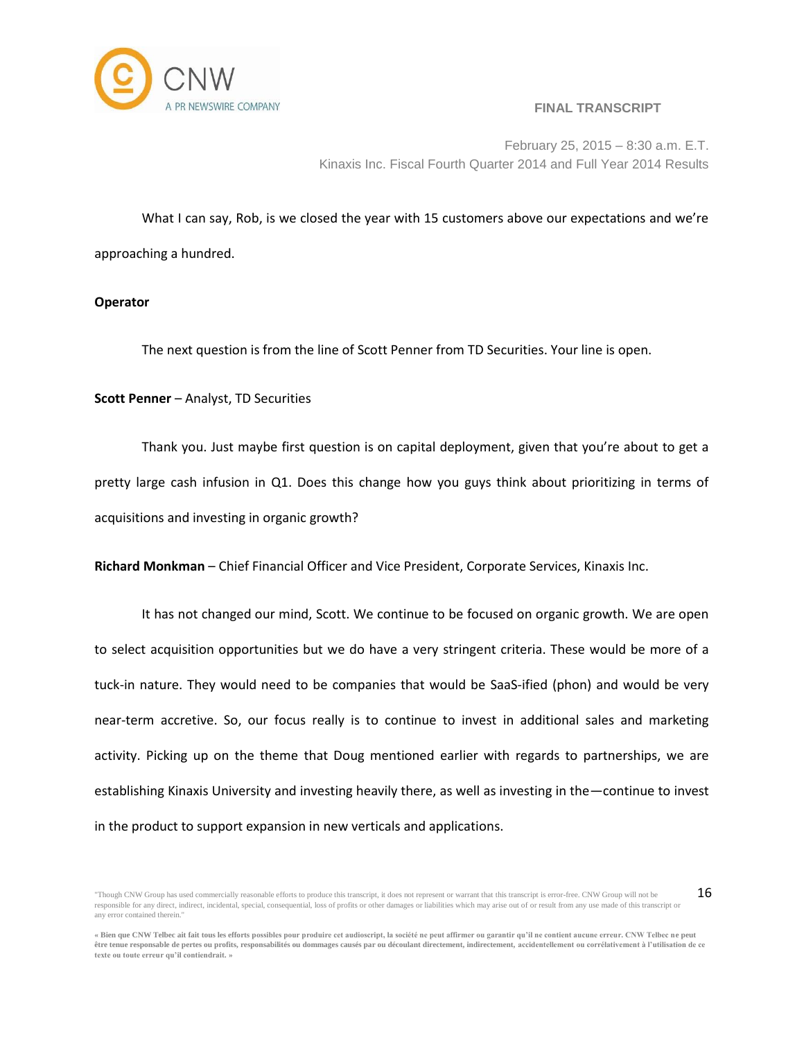What I can say, Rob, is we closed the year with 15 customers above our expectations and we're approaching a hundred.

**Operator**

The next question is from the line of Scott Penner from TD Securities. Your line is open.

**Scott Penner** – Analyst, TD Securities

Thank you. Just maybe first question is on capital deployment, given that you're about to get a pretty large cash infusion in Q1. Does this change how you guys think about prioritizing in terms of acquisitions and investing in organic growth?

**Richard Monkman** – Chief Financial Officer and Vice President, Corporate Services, Kinaxis Inc.

It has not changed our mind, Scott. We continue to be focused on organic growth. We are open to select acquisition opportunities but we do have a very stringent criteria. These would be more of a tuck-in nature. They would need to be companies that would be SaaS-ified (phon) and would be very near-term accretive. So, our focus really is to continue to invest in additional sales and marketing activity. Picking up on the theme that Doug mentioned earlier with regards to partnerships, we are establishing Kinaxis University and investing heavily there, as well as investing in the—continue to invest in the product to support expansion in new verticals and applications.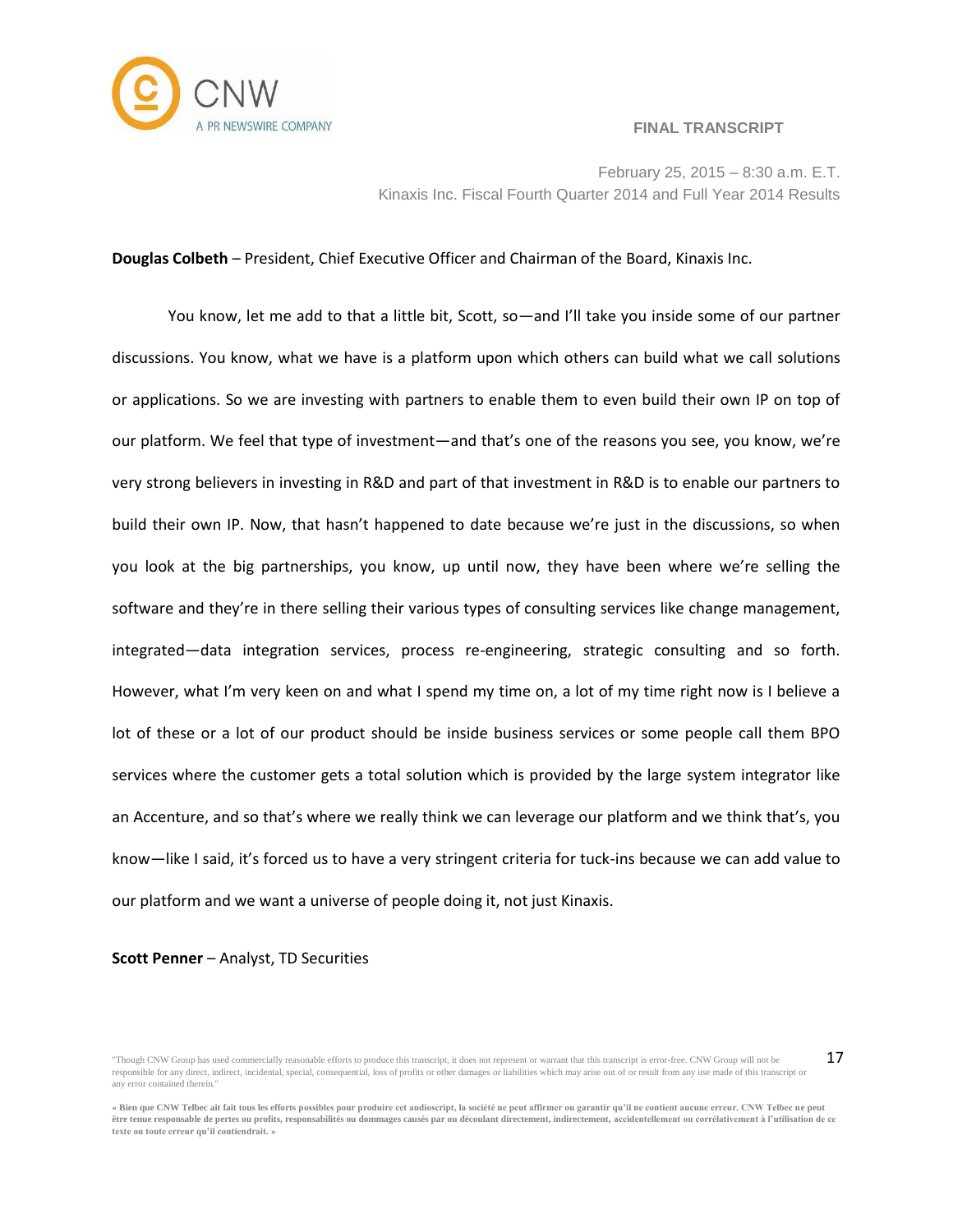**Douglas Colbeth** – President, Chief Executive Officer and Chairman of the Board, Kinaxis Inc.

You know, let me add to that a little bit, Scott, so—and I'll take you inside some of our partner discussions. You know, what we have is a platform upon which others can build what we call solutions or applications. So we are investing with partners to enable them to even build their own IP on top of our platform. We feel that type of investment—and that's one of the reasons you see, you know, we're very strong believers in investing in R&D and part of that investment in R&D is to enable our partners to build their own IP. Now, that hasn't happened to date because we're just in the discussions, so when you look at the big partnerships, you know, up until now, they have been where we're selling the software and they're in there selling their various types of consulting services like change management, integrated—data integration services, process re-engineering, strategic consulting and so forth. However, what I'm very keen on and what I spend my time on, a lot of my time right now is I believe a lot of these or a lot of our product should be inside business services or some people call them BPO services where the customer gets a total solution which is provided by the large system integrator like an Accenture, and so that's where we really think we can leverage our platform and we think that's, you know—like I said, it's forced us to have a very stringent criteria for tuck-ins because we can add value to our platform and we want a universe of people doing it, not just Kinaxis.

**Scott Penner** – Analyst, TD Securities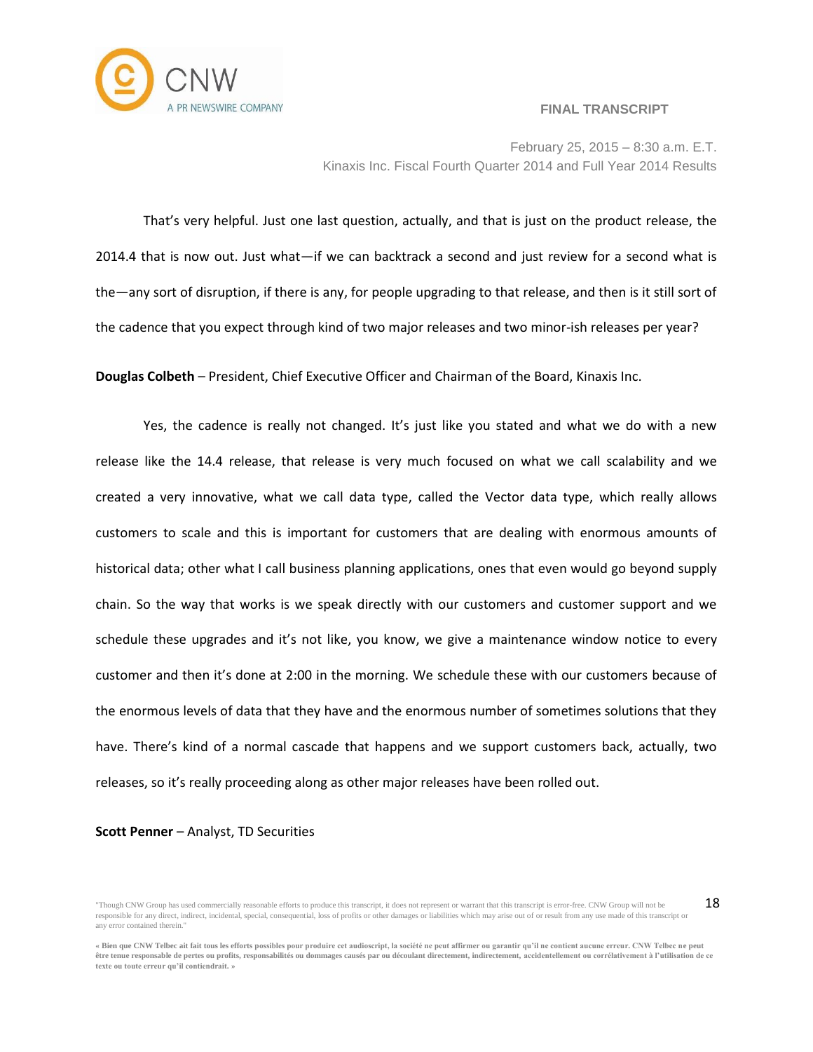That's very helpful. Just one last question, actually, and that is just on the product release, the 2014.4 that is now out. Just what—if we can backtrack a second and just review for a second what is the—any sort of disruption, if there is any, for people upgrading to that release, and then is it still sort of the cadence that you expect through kind of two major releases and two minor-ish releases per year?

**Douglas Colbeth** – President, Chief Executive Officer and Chairman of the Board, Kinaxis Inc.

Yes, the cadence is really not changed. It's just like you stated and what we do with a new release like the 14.4 release, that release is very much focused on what we call scalability and we created a very innovative, what we call data type, called the Vector data type, which really allows customers to scale and this is important for customers that are dealing with enormous amounts of historical data; other what I call business planning applications, ones that even would go beyond supply chain. So the way that works is we speak directly with our customers and customer support and we schedule these upgrades and it's not like, you know, we give a maintenance window notice to every customer and then it's done at 2:00 in the morning. We schedule these with our customers because of the enormous levels of data that they have and the enormous number of sometimes solutions that they have. There's kind of a normal cascade that happens and we support customers back, actually, two releases, so it's really proceeding along as other major releases have been rolled out.

**Scott Penner** – Analyst, TD Securities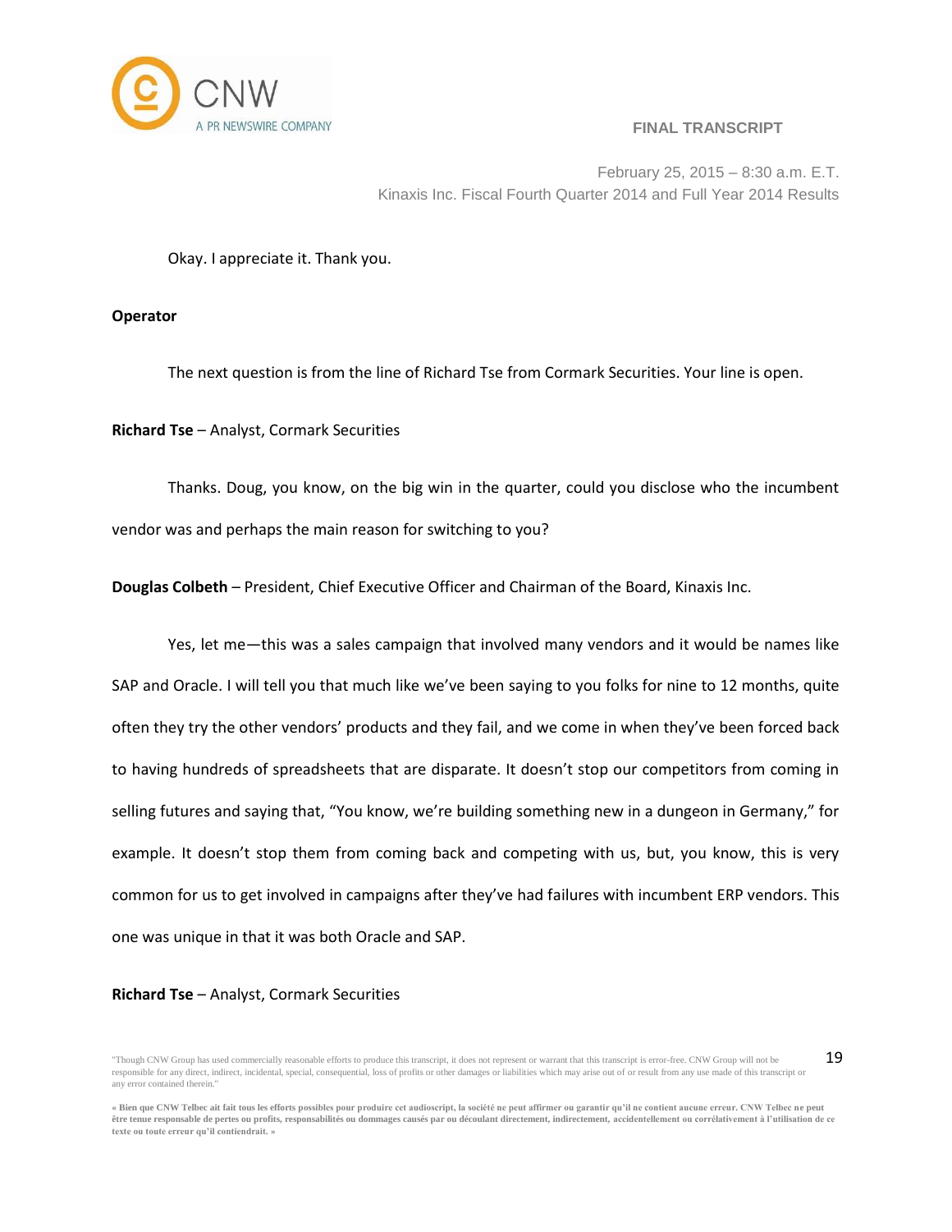Okay. I appreciate it. Thank you.

**Operator**

The next question is from the line of Richard Tse from Cormark Securities. Your line is open.

**Richard Tse** – Analyst, Cormark Securities

Thanks. Doug, you know, on the big win in the quarter, could you disclose who the incumbent vendor was and perhaps the main reason for switching to you?

**Douglas Colbeth** – President, Chief Executive Officer and Chairman of the Board, Kinaxis Inc.

Yes, let me—this was a sales campaign that involved many vendors and it would be names like SAP and Oracle. I will tell you that much like we've been saying to you folks for nine to 12 months, quite often they try the other vendors' products and they fail, and we come in when they've been forced back to having hundreds of spreadsheets that are disparate. It doesn't stop our competitors from coming in selling futures and saying that, "You know, we're building something new in a dungeon in Germany," for example. It doesn't stop them from coming back and competing with us, but, you know, this is very common for us to get involved in campaigns after they've had failures with incumbent ERP vendors. This one was unique in that it was both Oracle and SAP.

**Richard Tse** – Analyst, Cormark Securities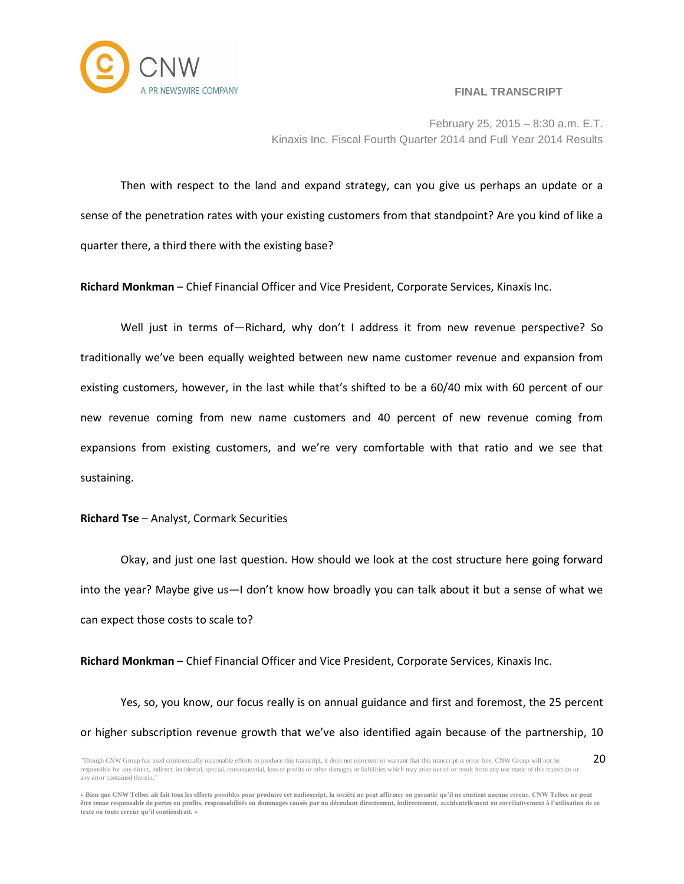Then with respect to the land and expand strategy, can you give us perhaps an update or a sense of the penetration rates with your existing customers from that standpoint? Are you kind of like a quarter there, a third there with the existing base?

**Richard Monkman** – Chief Financial Officer and Vice President, Corporate Services, Kinaxis Inc.

Well just in terms of—Richard, why don't I address it from new revenue perspective? So traditionally we've been equally weighted between new name customer revenue and expansion from existing customers, however, in the last while that's shifted to be a 60/40 mix with 60 percent of our new revenue coming from new name customers and 40 percent of new revenue coming from expansions from existing customers, and we're very comfortable with that ratio and we see that sustaining.

**Richard Tse** – Analyst, Cormark Securities

Okay, and just one last question. How should we look at the cost structure here going forward into the year? Maybe give us—I don't know how broadly you can talk about it but a sense of what we can expect those costs to scale to?

**Richard Monkman** – Chief Financial Officer and Vice President, Corporate Services, Kinaxis Inc.

Yes, so, you know, our focus really is on annual guidance and first and foremost, the 25 percent or higher subscription revenue growth that we've also identified again because of the partnership, 10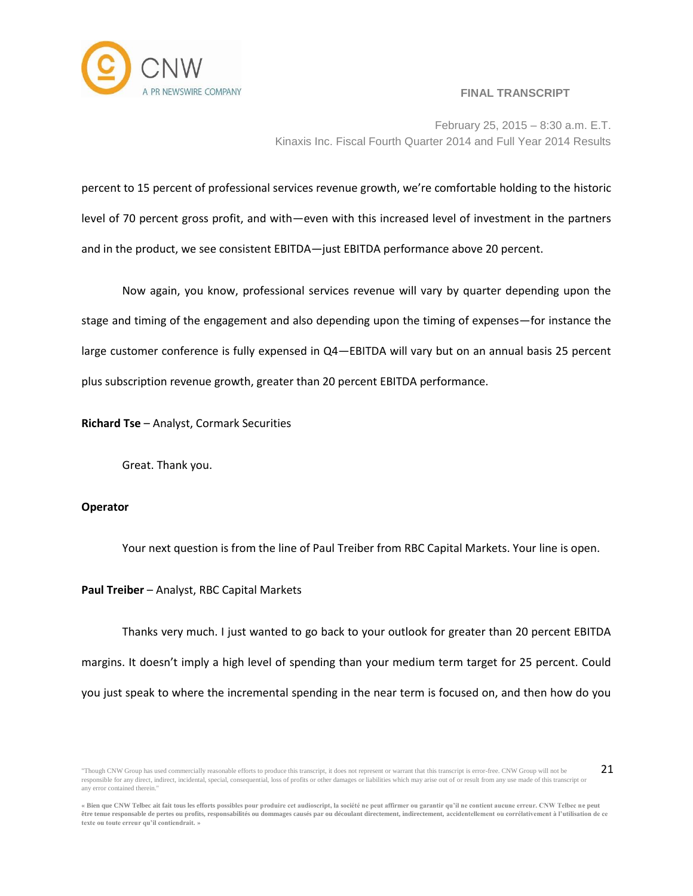percent to 15 percent of professional services revenue growth, we're comfortable holding to the historic level of 70 percent gross profit, and with—even with this increased level of investment in the partners and in the product, we see consistent EBITDA—just EBITDA performance above 20 percent.

Now again, you know, professional services revenue will vary by quarter depending upon the stage and timing of the engagement and also depending upon the timing of expenses—for instance the large customer conference is fully expensed in Q4—EBITDA will vary but on an annual basis 25 percent plus subscription revenue growth, greater than 20 percent EBITDA performance.

**Richard Tse** – Analyst, Cormark Securities

Great. Thank you.

**Operator**

Your next question is from the line of Paul Treiber from RBC Capital Markets. Your line is open.

**Paul Treiber** – Analyst, RBC Capital Markets

Thanks very much. I just wanted to go back to your outlook for greater than 20 percent EBITDA margins. It doesn't imply a high level of spending than your medium term target for 25 percent. Could you just speak to where the incremental spending in the near term is focused on, and then how do you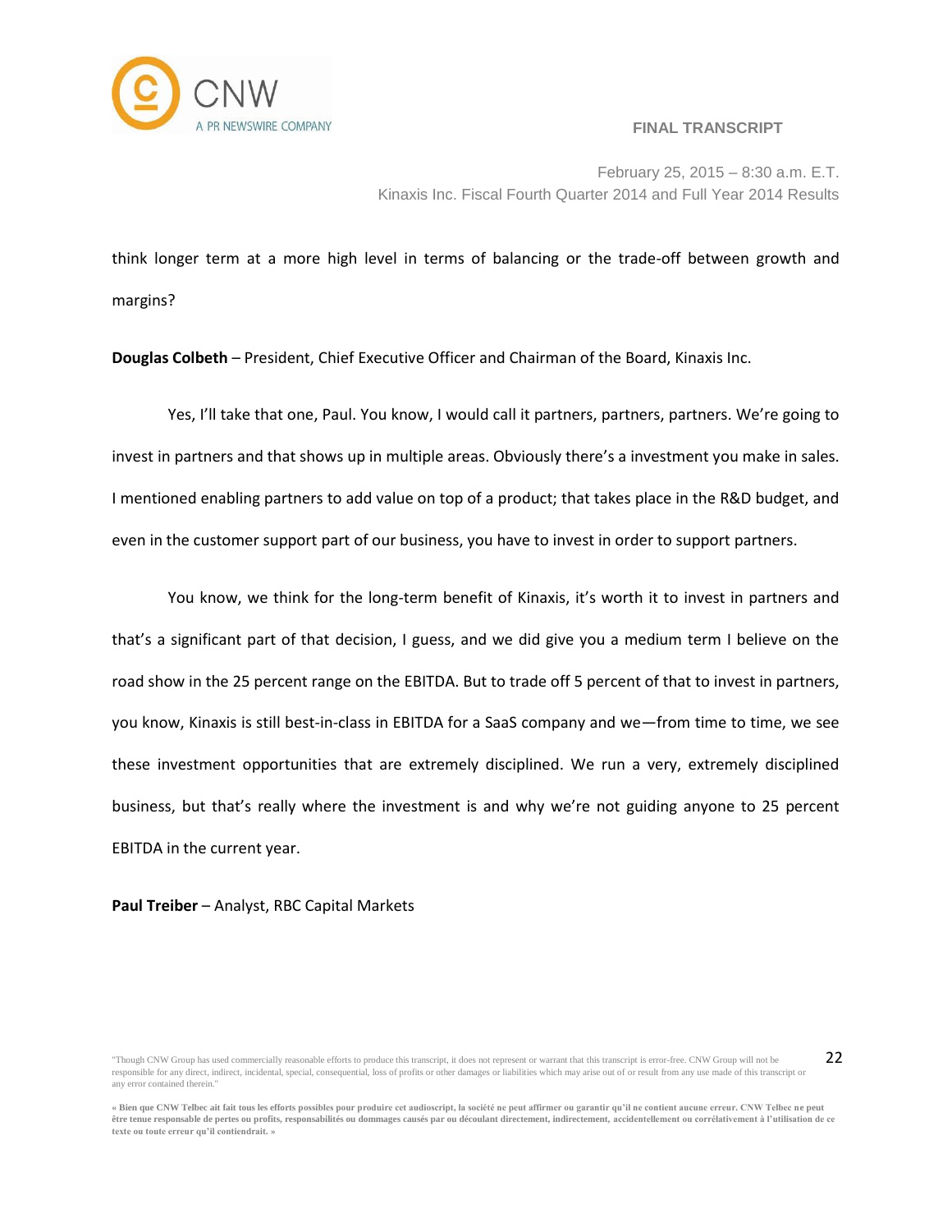think longer term at a more high level in terms of balancing or the trade-off between growth and margins?

**Douglas Colbeth** – President, Chief Executive Officer and Chairman of the Board, Kinaxis Inc.

Yes, I'll take that one, Paul. You know, I would call it partners, partners, partners. We're going to invest in partners and that shows up in multiple areas. Obviously there's a investment you make in sales. I mentioned enabling partners to add value on top of a product; that takes place in the R&D budget, and even in the customer support part of our business, you have to invest in order to support partners.

You know, we think for the long-term benefit of Kinaxis, it's worth it to invest in partners and that's a significant part of that decision, I guess, and we did give you a medium term I believe on the road show in the 25 percent range on the EBITDA. But to trade off 5 percent of that to invest in partners, you know, Kinaxis is still best-in-class in EBITDA for a SaaS company and we—from time to time, we see these investment opportunities that are extremely disciplined. We run a very, extremely disciplined business, but that's really where the investment is and why we're not guiding anyone to 25 percent EBITDA in the current year.

**Paul Treiber** – Analyst, RBC Capital Markets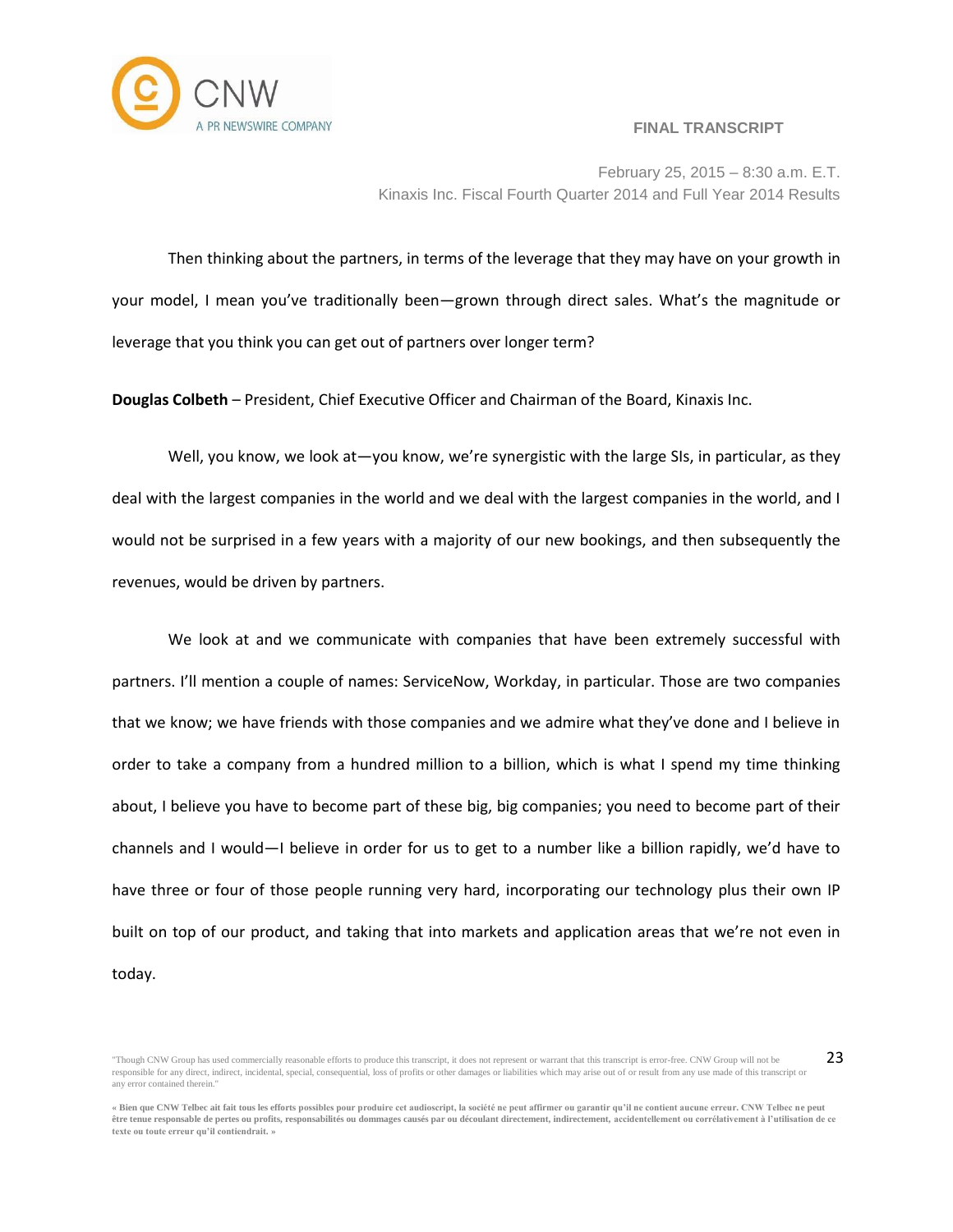Then thinking about the partners, in terms of the leverage that they may have on your growth in your model, I mean you've traditionally been—grown through direct sales. What's the magnitude or leverage that you think you can get out of partners over longer term?

**Douglas Colbeth** – President, Chief Executive Officer and Chairman of the Board, Kinaxis Inc.

Well, you know, we look at—you know, we're synergistic with the large SIs, in particular, as they deal with the largest companies in the world and we deal with the largest companies in the world, and I would not be surprised in a few years with a majority of our new bookings, and then subsequently the revenues, would be driven by partners.

We look at and we communicate with companies that have been extremely successful with partners. I'll mention a couple of names: ServiceNow, Workday, in particular. Those are two companies that we know; we have friends with those companies and we admire what they've done and I believe in order to take a company from a hundred million to a billion, which is what I spend my time thinking about, I believe you have to become part of these big, big companies; you need to become part of their channels and I would—I believe in order for us to get to a number like a billion rapidly, we'd have to have three or four of those people running very hard, incorporating our technology plus their own IP built on top of our product, and taking that into markets and application areas that we're not even in today.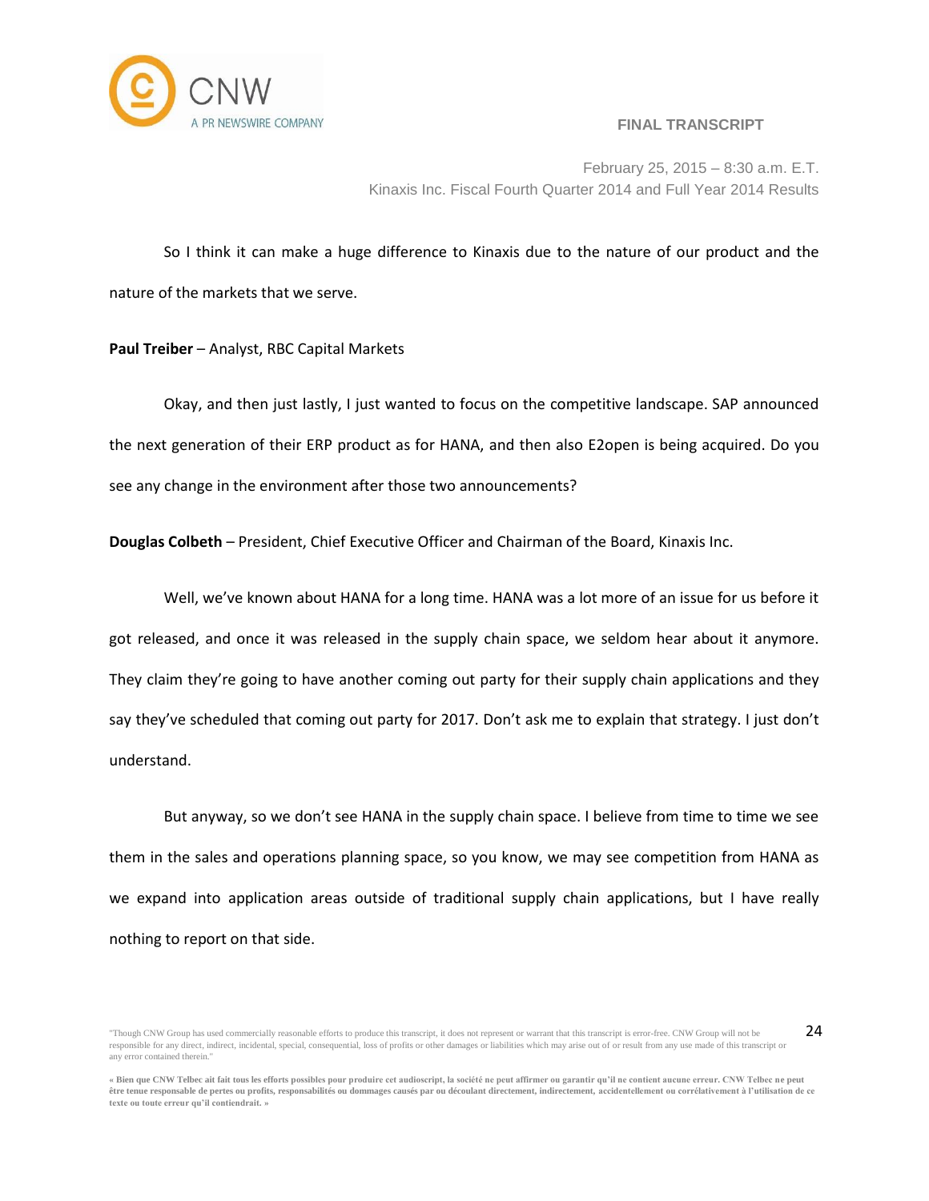So I think it can make a huge difference to Kinaxis due to the nature of our product and the nature of the markets that we serve.

**Paul Treiber** – Analyst, RBC Capital Markets

Okay, and then just lastly, I just wanted to focus on the competitive landscape. SAP announced the next generation of their ERP product as for HANA, and then also E2open is being acquired. Do you see any change in the environment after those two announcements?

**Douglas Colbeth** – President, Chief Executive Officer and Chairman of the Board, Kinaxis Inc.

Well, we've known about HANA for a long time. HANA was a lot more of an issue for us before it got released, and once it was released in the supply chain space, we seldom hear about it anymore. They claim they're going to have another coming out party for their supply chain applications and they say they've scheduled that coming out party for 2017. Don't ask me to explain that strategy. I just don't understand.

But anyway, so we don't see HANA in the supply chain space. I believe from time to time we see them in the sales and operations planning space, so you know, we may see competition from HANA as we expand into application areas outside of traditional supply chain applications, but I have really nothing to report on that side.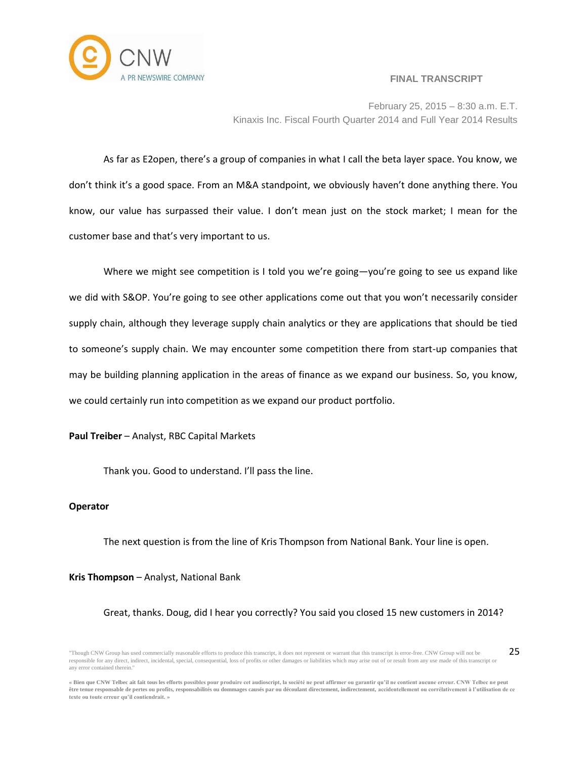As far as E2open, there's a group of companies in what I call the beta layer space. You know, we don't think it's a good space. From an M&A standpoint, we obviously haven't done anything there. You know, our value has surpassed their value. I don't mean just on the stock market; I mean for the customer base and that's very important to us.

Where we might see competition is I told you we're going—you're going to see us expand like we did with S&OP. You're going to see other applications come out that you won't necessarily consider supply chain, although they leverage supply chain analytics or they are applications that should be tied to someone's supply chain. We may encounter some competition there from start-up companies that may be building planning application in the areas of finance as we expand our business. So, you know, we could certainly run into competition as we expand our product portfolio.

**Paul Treiber** – Analyst, RBC Capital Markets

Thank you. Good to understand. I'll pass the line.

**Operator**

The next question is from the line of Kris Thompson from National Bank. Your line is open.

**Kris Thompson** – Analyst, National Bank

Great, thanks. Doug, did I hear you correctly? You said you closed 15 new customers in 2014?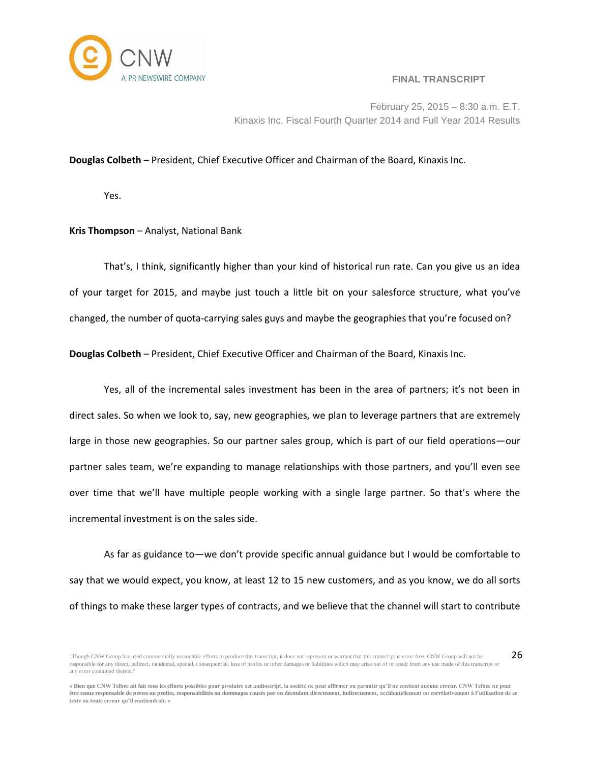**Douglas Colbeth** – President, Chief Executive Officer and Chairman of the Board, Kinaxis Inc.

Yes.

**Kris Thompson** – Analyst, National Bank

That's, I think, significantly higher than your kind of historical run rate. Can you give us an idea of your target for 2015, and maybe just touch a little bit on your salesforce structure, what you've changed, the number of quota-carrying sales guys and maybe the geographies that you're focused on?

**Douglas Colbeth** – President, Chief Executive Officer and Chairman of the Board, Kinaxis Inc.

Yes, all of the incremental sales investment has been in the area of partners; it's not been in direct sales. So when we look to, say, new geographies, we plan to leverage partners that are extremely large in those new geographies. So our partner sales group, which is part of our field operations—our partner sales team, we're expanding to manage relationships with those partners, and you'll even see over time that we'll have multiple people working with a single large partner. So that's where the incremental investment is on the sales side.

As far as guidance to—we don't provide specific annual guidance but I would be comfortable to say that we would expect, you know, at least 12 to 15 new customers, and as you know, we do all sorts of things to make these larger types of contracts, and we believe that the channel will start to contribute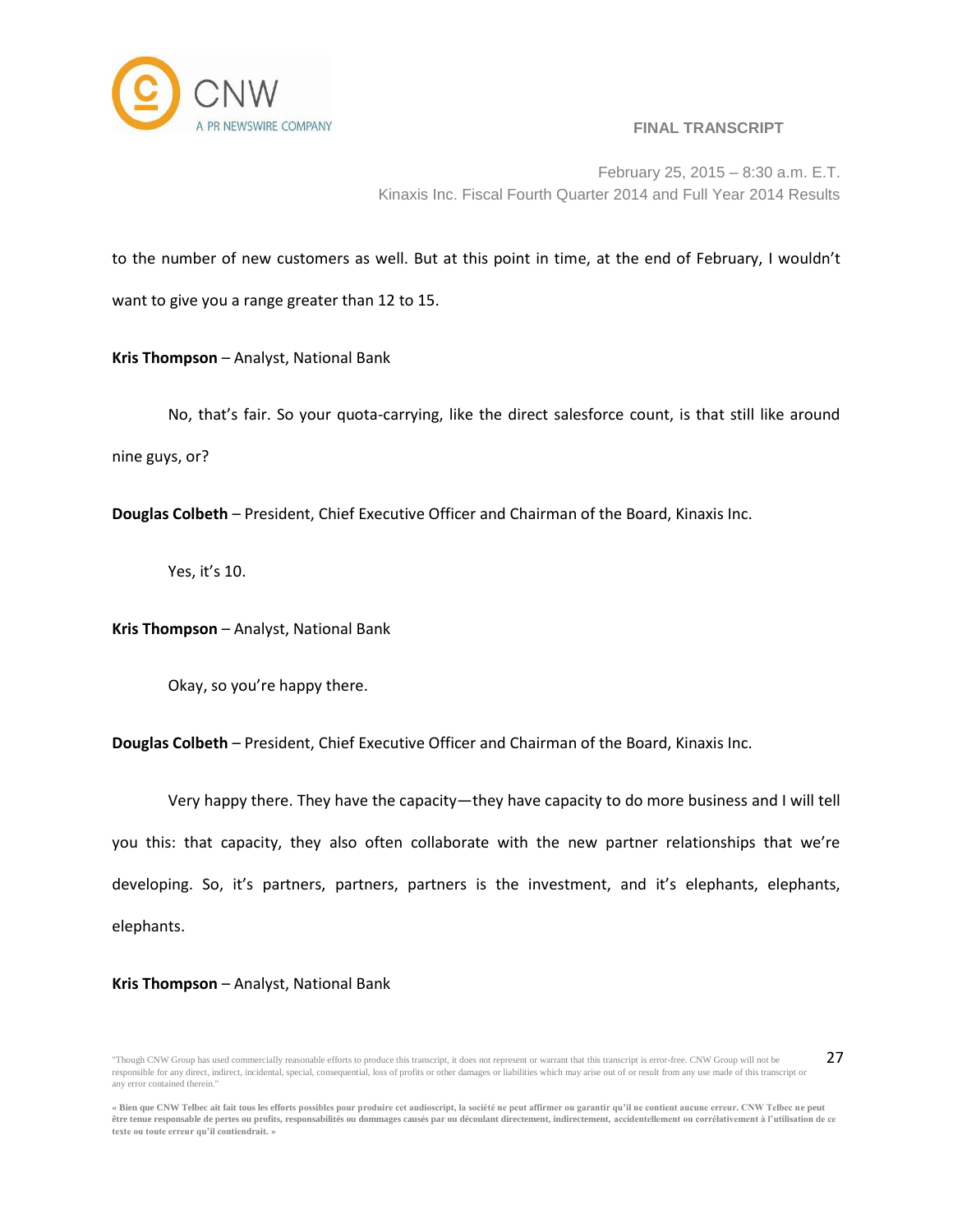to the number of new customers as well. But at this point in time, at the end of February, I wouldn't want to give you a range greater than 12 to 15.

**Kris Thompson** – Analyst, National Bank

No, that's fair. So your quota-carrying, like the direct salesforce count, is that still like around nine guys, or?

**Douglas Colbeth** – President, Chief Executive Officer and Chairman of the Board, Kinaxis Inc.

Yes, it's 10.

**Kris Thompson** – Analyst, National Bank

Okay, so you're happy there.

**Douglas Colbeth** – President, Chief Executive Officer and Chairman of the Board, Kinaxis Inc.

Very happy there. They have the capacity—they have capacity to do more business and I will tell you this: that capacity, they also often collaborate with the new partner relationships that we're developing. So, it's partners, partners, partners is the investment, and it's elephants, elephants, elephants.

**Kris Thompson** – Analyst, National Bank

"Though CNW Group has used commercially reasonable efforts to produce this transcript, it does not represent or warrant that this transcript is error-free. CNW Group will not be responsible for any direct, indirect, incidental, special, consequential, loss of profits or other damages or liabilities which may arise out of or result from any use made of this transcript or any error contained therein."

**« Bien que CNW Telbec ait fait tous les efforts possibles pour produire cet audioscript, la société ne peut affirmer ou garantir qu'il ne contient aucune erreur. CNW Telbec ne peut être tenue responsable de pertes ou profits, responsabilités ou dommages causés par ou découlant directement, indirectement, accidentellement ou corrélativement à l'utilisation de ce texte ou toute erreur qu'il contiendrait. »**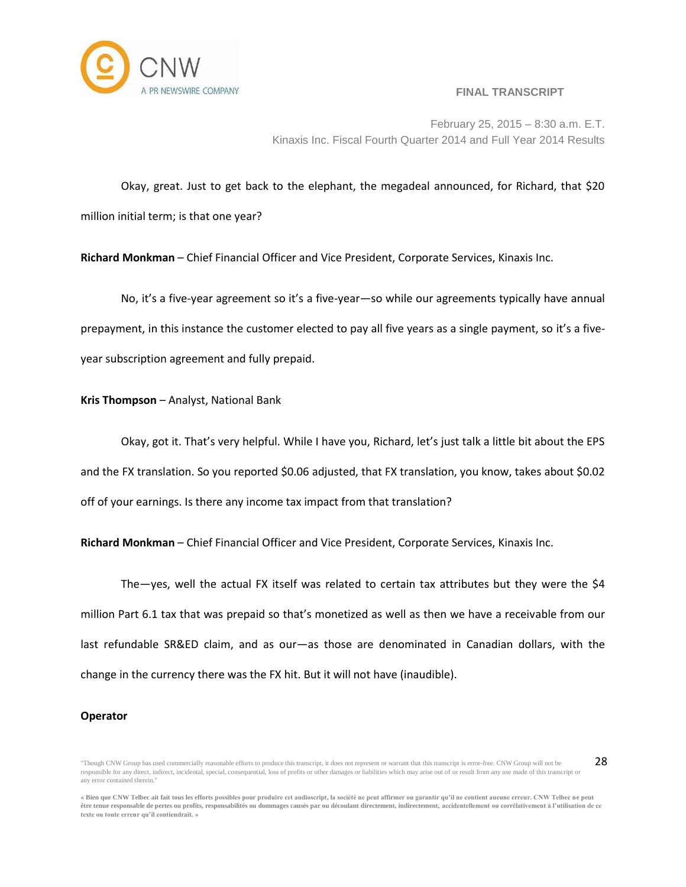Okay, great. Just to get back to the elephant, the megadeal announced, for Richard, that $20 million initial term; is that one year?

**Richard Monkman** – Chief Financial Officer and Vice President, Corporate Services, Kinaxis Inc.

No, it's a five-year agreement so it's a five-year—so while our agreements typically have annual prepayment, in this instance the customer elected to pay all five years as a single payment, so it's a five-year subscription agreement and fully prepaid.

**Kris Thompson** – Analyst, National Bank

Okay, got it. That's very helpful. While I have you, Richard, let's just talk a little bit about the EPS and the FX translation. So you reported $0.06 adjusted, that FX translation, you know, takes about $0.02 off of your earnings. Is there any income tax impact from that translation?

**Richard Monkman** – Chief Financial Officer and Vice President, Corporate Services, Kinaxis Inc.

The—yes, well the actual FX itself was related to certain tax attributes but they were the $4 million Part 6.1 tax that was prepaid so that's monetized as well as then we have a receivable from our last refundable SR&ED claim, and as our—as those are denominated in Canadian dollars, with the change in the currency there was the FX hit. But it will not have (inaudible).

**Operator**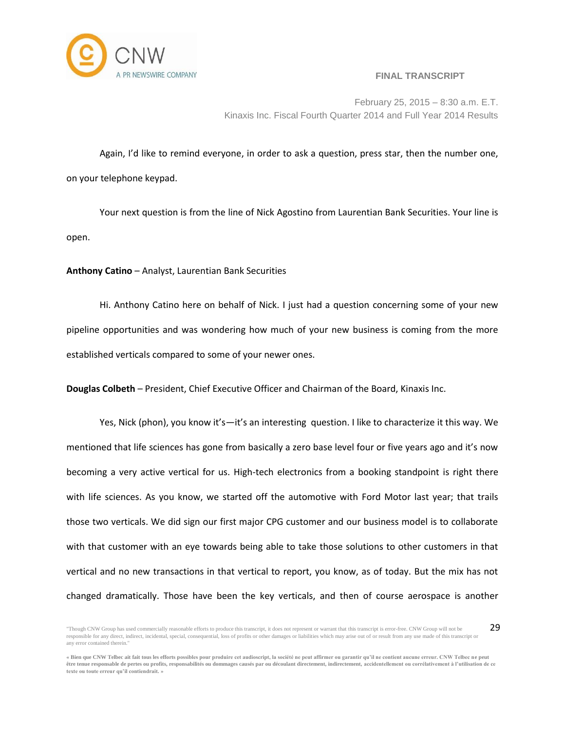Again, I'd like to remind everyone, in order to ask a question, press star, then the number one, on your telephone keypad.

Your next question is from the line of Nick Agostino from Laurentian Bank Securities. Your line is open.

**Anthony Catino** – Analyst, Laurentian Bank Securities

Hi. Anthony Catino here on behalf of Nick. I just had a question concerning some of your new pipeline opportunities and was wondering how much of your new business is coming from the more established verticals compared to some of your newer ones.

**Douglas Colbeth** – President, Chief Executive Officer and Chairman of the Board, Kinaxis Inc.

Yes, Nick (phon), you know it's—it's an interesting question. I like to characterize it this way. We mentioned that life sciences has gone from basically a zero base level four or five years ago and it's now becoming a very active vertical for us. High-tech electronics from a booking standpoint is right there with life sciences. As you know, we started off the automotive with Ford Motor last year; that trails those two verticals. We did sign our first major CPG customer and our business model is to collaborate with that customer with an eye towards being able to take those solutions to other customers in that vertical and no new transactions in that vertical to report, you know, as of today. But the mix has not changed dramatically. Those have been the key verticals, and then of course aerospace is another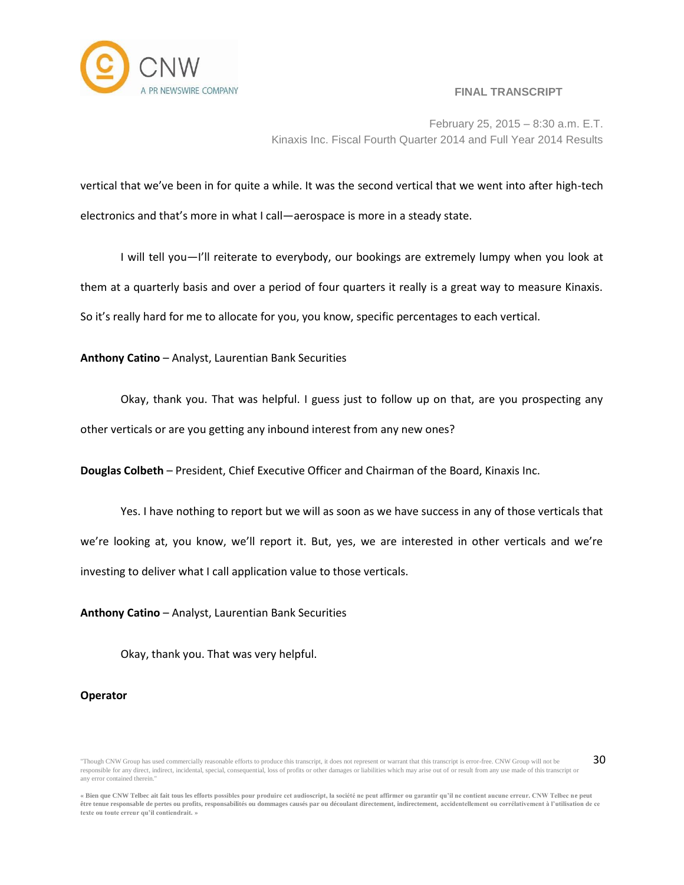vertical that we've been in for quite a while. It was the second vertical that we went into after high-tech electronics and that's more in what I call—aerospace is more in a steady state.

I will tell you—I'll reiterate to everybody, our bookings are extremely lumpy when you look at them at a quarterly basis and over a period of four quarters it really is a great way to measure Kinaxis. So it's really hard for me to allocate for you, you know, specific percentages to each vertical.

**Anthony Catino** – Analyst, Laurentian Bank Securities

Okay, thank you. That was helpful. I guess just to follow up on that, are you prospecting any other verticals or are you getting any inbound interest from any new ones?

**Douglas Colbeth** – President, Chief Executive Officer and Chairman of the Board, Kinaxis Inc.

Yes. I have nothing to report but we will as soon as we have success in any of those verticals that we're looking at, you know, we'll report it. But, yes, we are interested in other verticals and we're investing to deliver what I call application value to those verticals.

**Anthony Catino** – Analyst, Laurentian Bank Securities

Okay, thank you. That was very helpful.

**Operator**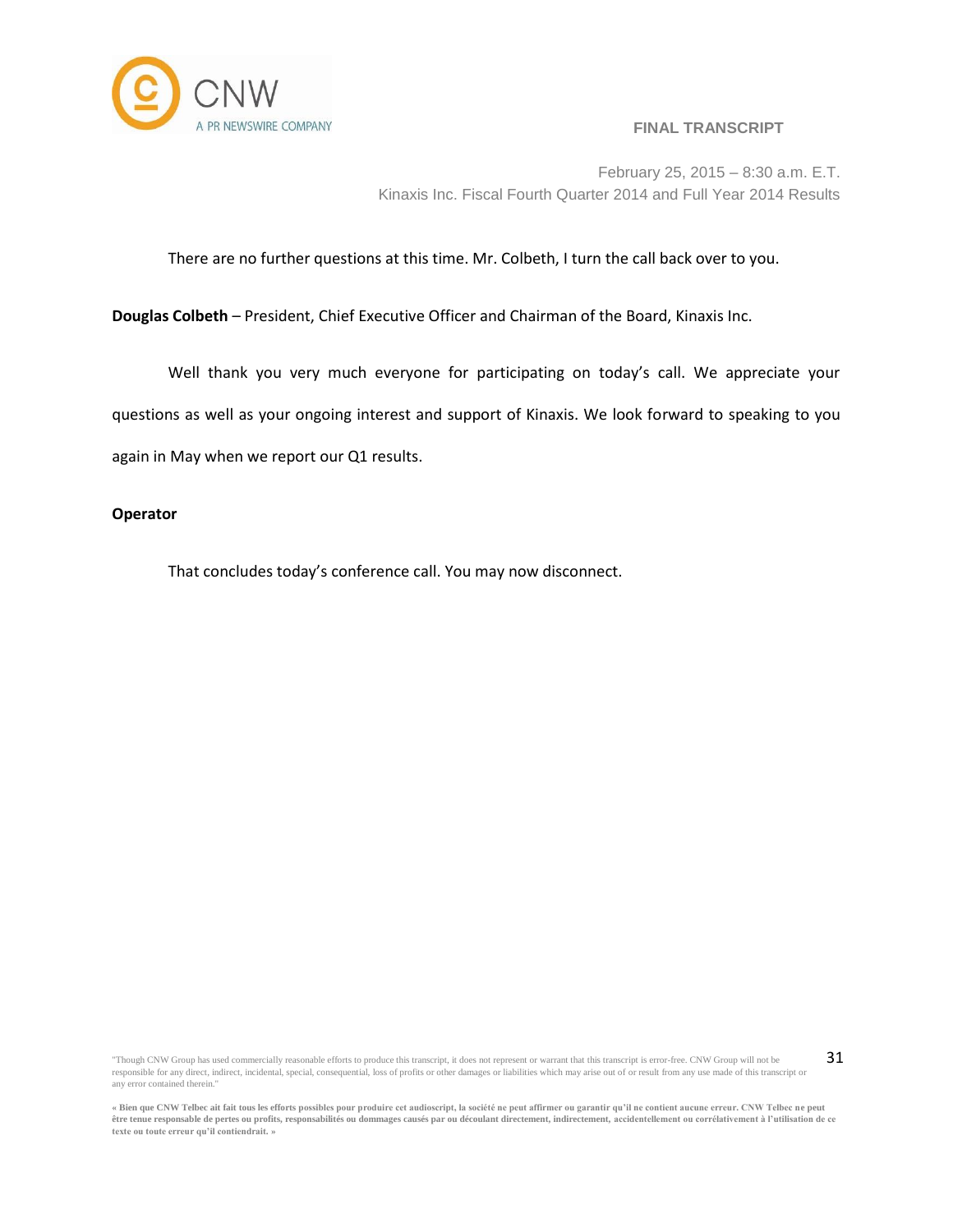There are no further questions at this time. Mr. Colbeth, I turn the call back over to you.

**Douglas Colbeth** – President, Chief Executive Officer and Chairman of the Board, Kinaxis Inc.

Well thank you very much everyone for participating on today's call. We appreciate your questions as well as your ongoing interest and support of Kinaxis. We look forward to speaking to you again in May when we report our Q1 results.

**Operator**

That concludes today's conference call. You may now disconnect.